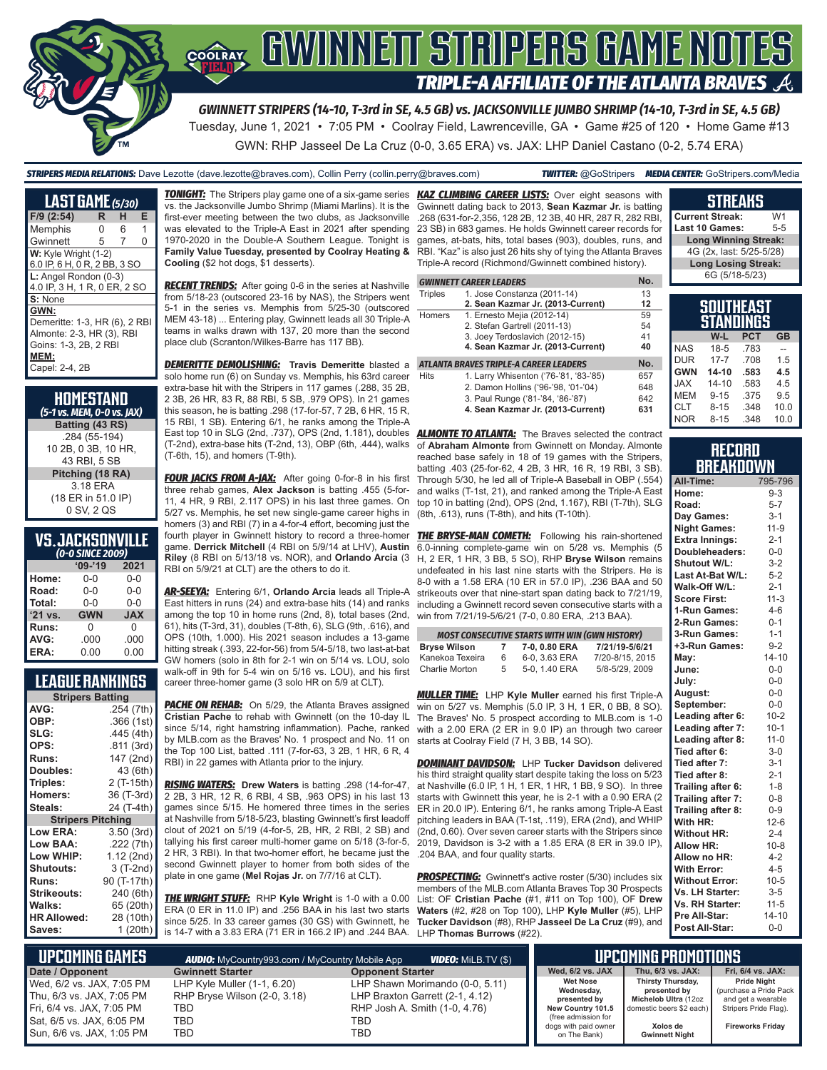# GWINNETT STRIPERS GAME NOTES

## TRIPLE-A AFFILIATE OF THE ATLANTA BRAVES

**GWINNETT STRIPERS (14-10, T-3rd in SE, 4.5 GB) vs. JACKSONVILLE JUMBO SHRIMP (14-10, T-3rd in SE, 4.5 GB)**

Tuesday, June 1, 2021 • 7:05 PM • Coolray Field, Lawrenceville, GA • Game #25 of 120 • Home Game #13

GWN: RHP Jasseel De La Cruz (0-0, 3.65 ERA) vs. JAX: LHP Daniel Castano (0-2, 5.74 ERA)

**STRIPERS MEDIA RELATIONS:** Dave Lezotte (dave.lezotte@braves.com), Collin Perry (collin.perry@braves.com) **TWITTER:** @GoStripers **MEDIA CENTER:** GoStripers.com/Media

## LAST GAME (5/30)

| F/9 (2:54) | R | H | E |
|---|---|---|---|
| Memphis | 0 | 6 | 1 |
| Gwinnett | 5 | 7 | 0 |

**W:** Kyle Wright (1-2)
6.0 IP, 6 H, 0 R, 2 BB, 3 SO

**L:** Angel Rondon (0-3)
4.0 IP, 3 H, 1 R, 0 ER, 2 SO

**S:** None

**GWN:**
Demeritte: 1-3, HR (6), 2 RBI
Almonte: 2-3, HR (3), RBI
Goins: 1-3, 2B, 2 RBI

**MEM:**
Capel: 2-4, 2B

## HOMESTAND
*(5-1 vs. MEM, 0-0 vs. JAX)*

| Batting (43 RS) |
|---|
| .284 (55-194) |
| 10 2B, 0 3B, 10 HR, |
| 43 RBI, 5 SB |
| **Pitching (18 RA)** |
| 3.18 ERA |
| (18 ER in 51.0 IP) |
| 0 SV, 2 QS |

## VS. JACKSONVILLE
*(0-0 SINCE 2009)*

| | '09-'19 | 2021 |
|---|---|---|
| Home: | 0-0 | 0-0 |
| Road: | 0-0 | 0-0 |
| Total: | 0-0 | 0-0 |
| '21 vs. | GWN | JAX |
| Runs: | 0 | 0 |
| AVG: | .000 | .000 |
| ERA: | 0.00 | 0.00 |

## LEAGUE RANKINGS

| Stripers Batting | |
|---|---|
| AVG: | .254 (7th) |
| OBP: | .366 (1st) |
| SLG: | .445 (4th) |
| OPS: | .811 (3rd) |
| Runs: | 147 (2nd) |
| Doubles: | 43 (6th) |
| Triples: | 2 (T-15th) |
| Homers: | 36 (T-3rd) |
| Steals: | 24 (T-4th) |
| **Stripers Pitching** | |
| Low ERA: | 3.50 (3rd) |
| Low BAA: | .222 (7th) |
| Low WHIP: | 1.12 (2nd) |
| Shutouts: | 3 (T-2nd) |
| Runs: | 90 (T-17th) |
| Strikeouts: | 240 (6th) |
| Walks: | 65 (20th) |
| HR Allowed: | 28 (10th) |
| Saves: | 1 (20th) |

**TONIGHT:** The Stripers play game one of a six-game series vs. the Jacksonville Jumbo Shrimp (Miami Marlins). It is the first-ever meeting between the two clubs, as Jacksonville was elevated to the Triple-A East in 2021 after spending 1970-2020 in the Double-A Southern League. Tonight is **Family Value Tuesday, presented by Coolray Heating & Cooling** ($2 hot dogs, $1 desserts).

**RECENT TRENDS:** After going 0-6 in the series at Nashville from 5/18-23 (outscored 23-16 by NAS), the Stripers went 5-1 in the series vs. Memphis from 5/25-30 (outscored MEM 43-18) ... Entering play, Gwinnett leads all 30 Triple-A teams in walks drawn with 137, 20 more than the second place club (Scranton/Wilkes-Barre has 117 BB).

**DEMERITTE DEMOLISHING:** **Travis Demeritte** blasted a solo home run (6) on Sunday vs. Memphis, his 63rd career extra-base hit with the Stripers in 117 games (.288, 35 2B, 2 3B, 26 HR, 83 R, 88 RBI, 5 SB, .979 OPS). In 21 games this season, he is batting .298 (17-for-57, 7 2B, 6 HR, 15 R, 15 RBI, 1 SB). Entering 6/1, he ranks among the Triple-A East top 10 in SLG (2nd, .737), OPS (2nd, 1.181), doubles (T-2nd), extra-base hits (T-2nd, 13), OBP (6th, .444), walks (T-6th, 15), and homers (T-9th).

**FOUR JACKS FROM A-JAX:** After going 0-for-8 in his first three rehab games, **Alex Jackson** is batting .455 (5-for-11, 4 HR, 9 RBI, 2.117 OPS) in his last three games. On 5/27 vs. Memphis, he set new single-game career highs in homers (3) and RBI (7) in a 4-for-4 effort, becoming just the fourth player in Gwinnett history to record a three-homer game. **Derrick Mitchell** (4 RBI on 5/9/14 at LHV), **Austin Riley** (8 RBI on 5/13/18 vs. NOR), and **Orlando Arcia** (3 RBI on 5/9/21 at CLT) are the others to do it.

**AR-SEEYA:** Entering 6/1, **Orlando Arcia** leads all Triple-A East hitters in runs (24) and extra-base hits (14) and ranks among the top 10 in home runs (2nd, 8), total bases (2nd, 61), hits (T-3rd, 31), doubles (T-8th, 6), SLG (9th, .616), and OPS (10th, 1.000). His 2021 season includes a 13-game hitting streak (.393, 22-for-56) from 5/4-5/18, two last-at-bat GW homers (solo in 8th for 2-1 win on 5/14 vs. LOU, solo walk-off in 9th for 5-4 win on 5/16 vs. LOU), and his first career three-homer game (3 solo HR on 5/9 at CLT).

**PACHE ON REHAB:** On 5/29, the Atlanta Braves assigned **Cristian Pache** to rehab with Gwinnett (on the 10-day IL since 5/14, right hamstring inflammation). Pache, ranked by MLB.com as the Braves' No. 1 prospect and No. 11 on the Top 100 List, batted .111 (7-for-63, 3 2B, 1 HR, 6 R, 4 RBI) in 22 games with Atlanta prior to the injury.

**RISING WATERS:** **Drew Waters** is batting .298 (14-for-47, 2 2B, 3 HR, 12 R, 6 RBI, 4 SB, .963 OPS) in his last 13 games since 5/15. He homered three times in the series at Nashville from 5/18-5/23, blasting Gwinnett's first leadoff clout of 2021 on 5/19 (4-for-5, 2B, HR, 2 RBI, 2 SB) and tallying his first career multi-homer game on 5/18 (3-for-5, 2 HR, 3 RBI). In that two-homer effort, he became just the second Gwinnett player to homer from both sides of the plate in one game (**Mel Rojas Jr.** on 7/7/16 at CLT).

**THE WRIGHT STUFF:** RHP **Kyle Wright** is 1-0 with a 0.00 ERA (0 ER in 11.0 IP) and .256 BAA in his last two starts since 5/25. In 33 career games (30 GS) with Gwinnett, he is 14-7 with a 3.83 ERA (71 ER in 166.2 IP) and .244 BAA.

**KAZ CLIMBING CAREER LISTS:** Over eight seasons with Gwinnett dating back to 2013, **Sean Kazmar Jr.** is batting .268 (631-for-2,356, 128 2B, 12 3B, 40 HR, 287 R, 282 RBI, 23 SB) in 683 games. He holds Gwinnett career records for games, at-bats, hits, total bases (903), doubles, runs, and RBI. "Kaz" is also just 26 hits shy of tying the Atlanta Braves Triple-A record (Richmond/Gwinnett combined history).

| GWINNETT CAREER LEADERS | | No. |
|---|---|---|
| Triples | 1. Jose Constanza (2011-14) | 13 |
| | **2. Sean Kazmar Jr. (2013-Current)** | **12** |
| Homers | 1. Ernesto Mejia (2012-14) | 59 |
| | 2. Stefan Gartrell (2011-13) | 54 |
| | 3. Joey Terdoslavich (2012-15) | 41 |
| | **4. Sean Kazmar Jr. (2013-Current)** | **40** |
| **ATLANTA BRAVES TRIPLE-A CAREER LEADERS** | | **No.** |
| Hits | 1. Larry Whisenton ('76-'81, '83-'85) | 657 |
| | 2. Damon Hollins ('96-'98, '01-'04) | 648 |
| | 3. Paul Runge ('81-'84, '86-'87) | 642 |
| | **4. Sean Kazmar Jr. (2013-Current)** | **631** |

**ALMONTE TO ATLANTA:** The Braves selected the contract of **Abraham Almonte** from Gwinnett on Monday. Almonte reached base safely in 18 of 19 games with the Stripers, batting .403 (25-for-62, 4 2B, 3 HR, 16 R, 19 RBI, 3 SB). Through 5/30, he led all of Triple-A Baseball in OBP (.554) and walks (T-1st, 21), and ranked among the Triple-A East top 10 in batting (2nd), OPS (2nd, 1.167), RBI (T-7th), SLG (8th, .613), runs (T-8th), and hits (T-10th).

**THE BRYSE-MAN COMETH:** Following his rain-shortened 6.0-inning complete-game win on 5/28 vs. Memphis (5 H, 2 ER, 1 HR, 3 BB, 5 SO), RHP **Bryse Wilson** remains undefeated in his last nine starts with the Stripers. He is 8-0 with a 1.58 ERA (10 ER in 57.0 IP), .236 BAA and 50 strikeouts over that nine-start span dating back to 7/21/19, including a Gwinnett record seven consecutive starts with a win from 7/21/19-5/6/21 (7-0, 0.80 ERA, .213 BAA).

| MOST CONSECUTIVE STARTS WITH WIN (GWN HISTORY) | | | |
|---|---|---|---|
| **Bryse Wilson** | **7** | **7-0, 0.80 ERA** | **7/21/19-5/6/21** |
| Kanekoa Texeira | 6 | 6-0, 3.63 ERA | 7/20-8/15, 2015 |
| Charlie Morton | 5 | 5-0, 1.40 ERA | 5/8-5/29, 2009 |

**MULLER TIME:** LHP **Kyle Muller** earned his first Triple-A win on 5/27 vs. Memphis (5.0 IP, 3 H, 1 ER, 0 BB, 8 SO). The Braves' No. 5 prospect according to MLB.com is 1-0 with a 2.00 ERA (2 ER in 9.0 IP) an through two career starts at Coolray Field (7 H, 3 BB, 14 SO).

**DOMINANT DAVIDSON:** LHP **Tucker Davidson** delivered his third straight quality start despite taking the loss on 5/23 at Nashville (6.0 IP, 1 H, 1 ER, 1 HR, 1 BB, 9 SO). In three starts with Gwinnett this year, he is 2-1 with a 0.90 ERA (2 ER in 20.0 IP). Entering 6/1, he ranks among Triple-A East pitching leaders in BAA (T-1st, .119), ERA (2nd), and WHIP (2nd, 0.60). Over seven career starts with the Stripers since 2019, Davidson is 3-2 with a 1.85 ERA (8 ER in 39.0 IP), .204 BAA, and four quality starts.

**PROSPECTING:** Gwinnett's active roster (5/30) includes six members of the MLB.com Atlanta Braves Top 30 Prospects List: OF **Cristian Pache** (#1, #11 on Top 100), OF **Drew Waters** (#2, #28 on Top 100), LHP **Kyle Muller** (#5), LHP **Tucker Davidson** (#8), RHP **Jasseel De La Cruz** (#9), and LHP **Thomas Burrows** (#22).

## STREAKS

| | |
|---|---|
| Current Streak: | W1 |
| Last 10 Games: | 5-5 |
| **Long Winning Streak:** | |
| 4G (2x, last: 5/25-5/28) | |
| **Long Losing Streak:** | |
| 6G (5/18-5/23) | |

## SOUTHEAST STANDINGS

| | W-L | PCT | GB |
|---|---|---|---|
| NAS | 18-5 | .783 | -- |
| DUR | 17-7 | .708 | 1.5 |
| **GWN** | **14-10** | **.583** | **4.5** |
| JAX | 14-10 | .583 | 4.5 |
| MEM | 9-15 | .375 | 9.5 |
| CLT | 8-15 | .348 | 10.0 |
| NOR | 8-15 | .348 | 10.0 |

## RECORD BREAKDOWN

| | |
|---|---|
| **All-Time:** | 795-796 |
| **Home:** | 9-3 |
| **Road:** | 5-7 |
| **Day Games:** | 3-1 |
| **Night Games:** | 11-9 |
| **Extra Innings:** | 2-1 |
| **Doubleheaders:** | 0-0 |
| **Shutout W/L:** | 3-2 |
| **Last At-Bat W/L:** | 5-2 |
| **Walk-Off W/L:** | 2-1 |
| **Score First:** | 11-3 |
| **1-Run Games:** | 4-6 |
| **2-Run Games:** | 0-1 |
| **3-Run Games:** | 1-1 |
| **+3-Run Games:** | 9-2 |
| **May:** | 14-10 |
| **June:** | 0-0 |
| **July:** | 0-0 |
| **August:** | 0-0 |
| **September:** | 0-0 |
| **Leading after 6:** | 10-2 |
| **Leading after 7:** | 10-1 |
| **Leading after 8:** | 11-0 |
| **Tied after 6:** | 3-0 |
| **Tied after 7:** | 3-1 |
| **Tied after 8:** | 2-1 |
| **Trailing after 6:** | 1-8 |
| **Trailing after 7:** | 0-8 |
| **Trailing after 8:** | 0-9 |
| **With HR:** | 12-6 |
| **Without HR:** | 2-4 |
| **Allow HR:** | 10-8 |
| **Allow no HR:** | 4-2 |
| **With Error:** | 4-5 |
| **Without Error:** | 10-5 |
| **Vs. LH Starter:** | 3-5 |
| **Vs. RH Starter:** | 11-5 |
| **Pre All-Star:** | 14-10 |
| **Post All-Star:** | 0-0 |

## UPCOMING GAMES

**AUDIO:** MyCountry993.com / MyCountry Mobile App **VIDEO:** MiLB.TV ($)

| Date / Opponent | Gwinnett Starter | Opponent Starter |
|---|---|---|
| Wed, 6/2 vs. JAX, 7:05 PM | LHP Kyle Muller (1-1, 6.20) | LHP Shawn Morimando (0-0, 5.11) |
| Thu, 6/3 vs. JAX, 7:05 PM | RHP Bryse Wilson (2-0, 3.18) | LHP Braxton Garrett (2-1, 4.12) |
| Fri, 6/4 vs. JAX, 7:05 PM | TBD | RHP Josh A. Smith (1-0, 4.76) |
| Sat, 6/5 vs. JAX, 6:05 PM | TBD | TBD |
| Sun, 6/6 vs. JAX, 1:05 PM | TBD | TBD |

## UPCOMING PROMOTIONS

| Wed, 6/2 vs. JAX | Thu, 6/3 vs. JAX: | Fri, 6/4 vs. JAX: |
|---|---|---|
| **Wet Nose Wednesday, presented by New Country 101.5** (free admission for dogs with paid owner on The Bank) | **Thirsty Thursday, presented by Michelob Ultra** (12oz domestic beers $2 each) **Xolos de Gwinnett Night** | **Pride Night** (purchase a Pride Pack and get a wearable Stripers Pride Flag). **Fireworks Friday** |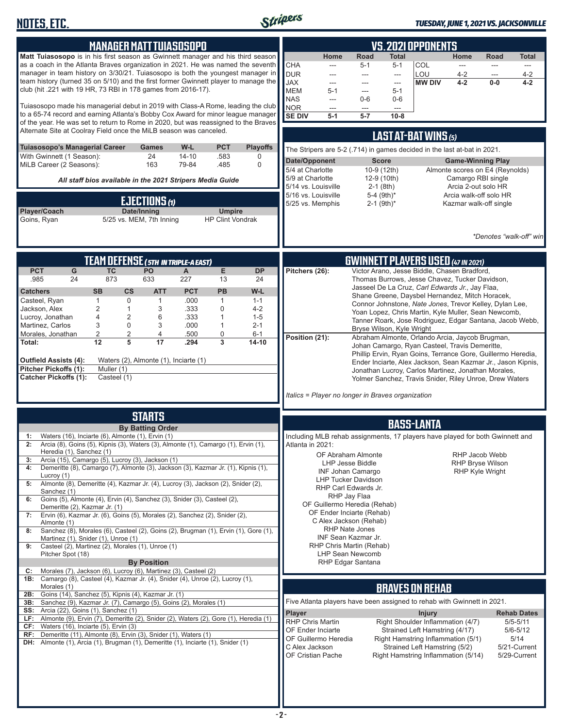# NOTES, ETC.

## MANAGER MATT TUIASOSOPO

**Matt Tuiasosopo** is in his first season as Gwinnett manager and his third season as a coach in the Atlanta Braves organization in 2021. He was named the seventh manager in team history on 3/30/21. Tuiasosopo is both the youngest manager in team history (turned 35 on 5/10) and the first former Gwinnett player to manage the club (hit .221 with 19 HR, 73 RBI in 178 games from 2016-17).

Tuiasosopo made his managerial debut in 2019 with Class-A Rome, leading the club to a 65-74 record and earning Atlanta's Bobby Cox Award for minor league manager of the year. He was set to return to Rome in 2020, but was reassigned to the Braves Alternate Site at Coolray Field once the MiLB season was canceled.

| Tuiasosopo's Managerial Career | Games | W-L | PCT | Playoffs |
|---|---|---|---|---|
| With Gwinnett (1 Season): | 24 | 14-10 | .583 | 0 |
| MiLB Career (2 Seasons): | 163 | 79-84 | .485 | 0 |

*All staff bios available in the 2021 Stripers Media Guide*

## EJECTIONS (1)

| Player/Coach | Date/Inning | Umpire |
|---|---|---|
| Goins, Ryan | 5/25 vs. MEM, 7th Inning | HP Clint Vondrak |

## VS. 2021 OPPONENTS

| | Home | Road | Total | | Home | Road | Total |
|---|---|---|---|---|---|---|---|
| CHA | --- | 5-1 | 5-1 | COL | --- | --- | --- |
| DUR | --- | --- | --- | LOU | 4-2 | --- | 4-2 |
| JAX | --- | --- | --- | **MW DIV** | **4-2** | **0-0** | **4-2** |
| MEM | 5-1 | --- | 5-1 | | | | |
| NAS | --- | 0-6 | 0-6 | | | | |
| NOR | --- | --- | --- | | | | |
| **SE DIV** | **5-1** | **5-7** | **10-8** | | | | |

## LAST AT-BAT WINS (5)

The Stripers are 5-2 (.714) in games decided in the last at-bat in 2021.

| Date/Opponent | Score | Game-Winning Play |
|---|---|---|
| 5/4 at Charlotte | 10-9 (12th) | Almonte scores on E4 (Reynolds) |
| 5/9 at Charlotte | 12-9 (10th) | Camargo RBI single |
| 5/14 vs. Louisville | 2-1 (8th) | Arcia 2-out solo HR |
| 5/16 vs. Louisville | 5-4 (9th)* | Arcia walk-off solo HR |
| 5/25 vs. Memphis | 2-1 (9th)* | Kazmar walk-off single |

*\*Denotes "walk-off" win*

## TEAM DEFENSE (5TH IN TRIPLE-A EAST)

| PCT | G | TC | PO | A | E | DP |
|---|---|---|---|---|---|---|
| .985 | 24 | 873 | 633 | 227 | 13 | 24 |

| Catchers | SB | CS | ATT | PCT | PB | W-L |
|---|---|---|---|---|---|---|
| Casteel, Ryan | 1 | 0 | 1 | .000 | 1 | 1-1 |
| Jackson, Alex | 2 | 1 | 3 | .333 | 0 | 4-2 |
| Lucroy, Jonathan | 4 | 2 | 6 | .333 | 1 | 1-5 |
| Martinez, Carlos | 3 | 0 | 3 | .000 | 1 | 2-1 |
| Morales, Jonathan | 2 | 2 | 4 | .500 | 0 | 6-1 |
| **Total:** | **12** | **5** | **17** | **.294** | **3** | **14-10** |

**Outfield Assists (4):** Waters (2), Almonte (1), Inciarte (1)
**Pitcher Pickoffs (1):** Muller (1)
**Catcher Pickoffs (1):** Casteel (1)

## GWINNETT PLAYERS USED (47 IN 2021)

**Pitchers (26):** Victor Arano, Jesse Biddle, Chasen Bradford, Thomas Burrows, Jesse Chavez, Tucker Davidson, Jasseel De La Cruz, *Carl Edwards Jr.*, Jay Flaa, Shane Greene, Daysbel Hernandez, Mitch Horacek, Connor Johnstone, *Nate Jones*, Trevor Kelley, Dylan Lee, Yoan Lopez, Chris Martin, Kyle Muller, Sean Newcomb, Tanner Roark, Jose Rodriguez, Edgar Santana, Jacob Webb, Bryse Wilson, Kyle Wright

**Position (21):** Abraham Almonte, Orlando Arcia, Jaycob Brugman, Johan Camargo, Ryan Casteel, Travis Demeritte, Phillip Ervin, Ryan Goins, Terrance Gore, Guillermo Heredia, Ender Inciarte, Alex Jackson, Sean Kazmar Jr., Jason Kipnis, Jonathan Lucroy, Carlos Martinez, Jonathan Morales, Yolmer Sanchez, Travis Snider, Riley Unroe, Drew Waters

*Italics = Player no longer in Braves organization*

## STARTS

**By Batting Order**

| | |
|---|---|
| 1: | Waters (16), Inciarte (6), Almonte (1), Ervin (1) |
| 2: | Arcia (8), Goins (5), Kipnis (3), Waters (3), Almonte (1), Camargo (1), Ervin (1), Heredia (1), Sanchez (1) |
| 3: | Arcia (15), Camargo (5), Lucroy (3), Jackson (1) |
| 4: | Demeritte (8), Camargo (7), Almonte (3), Jackson (3), Kazmar Jr. (1), Kipnis (1), Lucroy (1) |
| 5: | Almonte (8), Demeritte (4), Kazmar Jr. (4), Lucroy (3), Jackson (2), Snider (2), Sanchez (1) |
| 6: | Goins (5), Almonte (4), Ervin (4), Sanchez (3), Snider (3), Casteel (2), Demeritte (2), Kazmar Jr. (1) |
| 7: | Ervin (6), Kazmar Jr. (6), Goins (5), Morales (2), Sanchez (2), Snider (2), Almonte (1) |
| 8: | Sanchez (8), Morales (6), Casteel (2), Goins (2), Brugman (1), Ervin (1), Gore (1), Martinez (1), Snider (1), Unroe (1) |
| 9: | Casteel (2), Martinez (2), Morales (1), Unroe (1), Pitcher Spot (18) |

**By Position**

| | |
|---|---|
| C: | Morales (7), Jackson (6), Lucroy (6), Martinez (3), Casteel (2) |
| 1B: | Camargo (8), Casteel (4), Kazmar Jr. (4), Snider (4), Unroe (2), Lucroy (1), Morales (1) |
| 2B: | Goins (14), Sanchez (5), Kipnis (4), Kazmar Jr. (1) |
| 3B: | Sanchez (9), Kazmar Jr. (7), Camargo (5), Goins (2), Morales (1) |
| SS: | Arcia (22), Goins (1), Sanchez (1) |
| LF: | Almonte (9), Ervin (7), Demeritte (2), Snider (2), Waters (2), Gore (1), Heredia (1) |
| CF: | Waters (16), Inciarte (5), Ervin (3) |
| RF: | Demeritte (11), Almonte (8), Ervin (3), Snider (1), Waters (1) |
| DH: | Almonte (1), Arcia (1), Brugman (1), Demeritte (1), Inciarte (1), Snider (1) |

## BASS-LANTA

Including MLB rehab assignments, 17 players have played for both Gwinnett and Atlanta in 2021:

- OF Abraham Almonte
- LHP Jesse Biddle
- INF Johan Camargo
- LHP Tucker Davidson
- RHP Carl Edwards Jr.
- RHP Jay Flaa
- OF Guillermo Heredia (Rehab)
- OF Ender Inciarte (Rehab)
- C Alex Jackson (Rehab)
- RHP Nate Jones
- INF Sean Kazmar Jr.
- RHP Chris Martin (Rehab)
- LHP Sean Newcomb
- RHP Edgar Santana
- RHP Jacob Webb
- RHP Bryse Wilson
- RHP Kyle Wright

## BRAVES ON REHAB

Five Atlanta players have been assigned to rehab with Gwinnett in 2021.

| Player | Injury | Rehab Dates |
|---|---|---|
| RHP Chris Martin | Right Shoulder Inflammation (4/7) | 5/5-5/11 |
| OF Ender Inciarte | Strained Left Hamstring (4/17) | 5/6-5/12 |
| OF Guillermo Heredia | Right Hamstring Inflammation (5/1) | 5/14 |
| C Alex Jackson | Strained Left Hamstring (5/2) | 5/21-Current |
| OF Cristian Pache | Right Hamstring Inflammation (5/14) | 5/29-Current |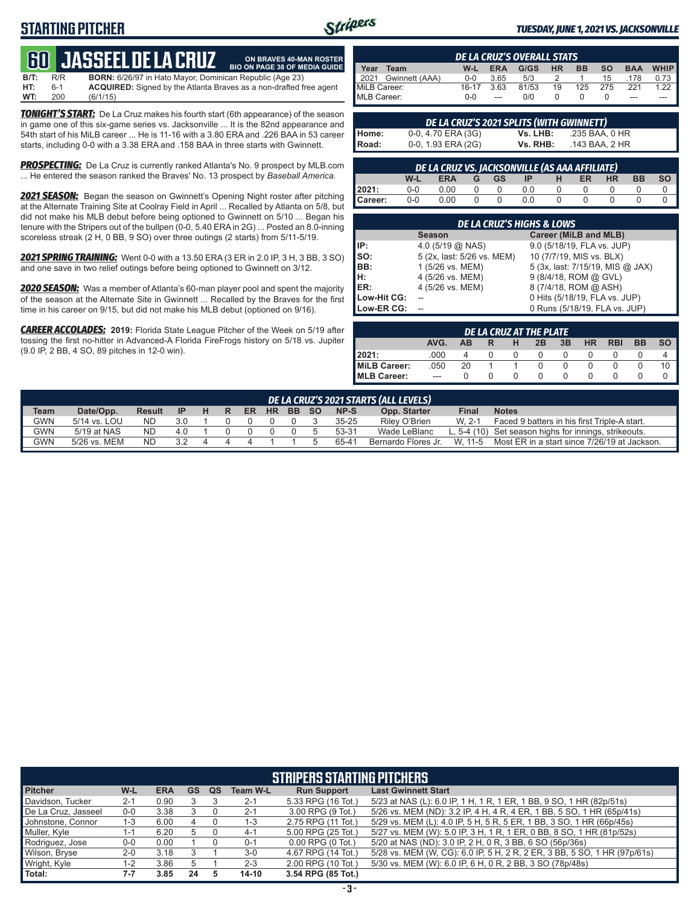# STARTING PITCHER

**TUESDAY, JUNE 1, 2021 VS. JACKSONVILLE**

## 60 JASSEEL DE LA CRUZ

**ON BRAVES 40-MAN ROSTER**
**BIO ON PAGE 38 OF MEDIA GUIDE**

**B/T:** R/R **BORN:** 6/26/97 in Hato Mayor, Dominican Republic (Age 23)
**HT:** 6-1 **ACQUIRED:** Signed by the Atlanta Braves as a non-drafted free agent
**WT:** 200 (6/1/15)

***TONIGHT'S START:*** De La Cruz makes his fourth start (6th appearance) of the season in game one of this six-game series vs. Jacksonville ... It is the 82nd appearance and 54th start of his MiLB career ... He is 11-16 with a 3.80 ERA and .226 BAA in 53 career starts, including 0-0 with a 3.38 ERA and .158 BAA in three starts with Gwinnett.

***PROSPECTING:*** De La Cruz is currently ranked Atlanta's No. 9 prospect by MLB.com ... He entered the season ranked the Braves' No. 13 prospect by *Baseball America.*

***2021 SEASON:*** Began the season on Gwinnett's Opening Night roster after pitching at the Alternate Training Site at Coolray Field in April ... Recalled by Atlanta on 5/8, but did not make his MLB debut before being optioned to Gwinnett on 5/10 ... Began his tenure with the Stripers out of the bullpen (0-0, 5.40 ERA in 2G) ... Posted an 8.0-inning scoreless streak (2 H, 0 BB, 9 SO) over three outings (2 starts) from 5/11-5/19.

***2021 SPRING TRAINING:*** Went 0-0 with a 13.50 ERA (3 ER in 2.0 IP, 3 H, 3 BB, 3 SO) and one save in two relief outings before being optioned to Gwinnett on 3/12.

***2020 SEASON:*** Was a member of Atlanta's 60-man player pool and spent the majority of the season at the Alternate Site in Gwinnett ... Recalled by the Braves for the first time in his career on 9/15, but did not make his MLB debut (optioned on 9/16).

***CAREER ACCOLADES:*** **2019:** Florida State League Pitcher of the Week on 5/19 after tossing the first no-hitter in Advanced-A Florida FireFrogs history on 5/18 vs. Jupiter (9.0 IP, 2 BB, 4 SO, 89 pitches in 12-0 win).

### DE LA CRUZ'S OVERALL STATS

| Year | Team | W-L | ERA | G/GS | HR | BB | SO | BAA | WHIP |
|---|---|---|---|---|---|---|---|---|---|
| 2021 | Gwinnett (AAA) | 0-0 | 3.65 | 5/3 | 2 | 1 | 15 | .178 | 0.73 |
| MiLB Career: | | 16-17 | 3.63 | 81/53 | 19 | 125 | 275 | .221 | 1.22 |
| MLB Career: | | 0-0 | --- | 0/0 | 0 | 0 | 0 | --- | --- |

### DE LA CRUZ'S 2021 SPLITS (WITH GWINNETT)

| | | | |
|---|---|---|---|
| Home: | 0-0, 4.70 ERA (3G) | Vs. LHB: | .235 BAA, 0 HR |
| Road: | 0-0, 1.93 ERA (2G) | Vs. RHB: | .143 BAA, 2 HR |

### DE LA CRUZ VS. JACKSONVILLE (AS AAA AFFILIATE)

| | W-L | ERA | G | GS | IP | H | ER | HR | BB | SO |
|---|---|---|---|---|---|---|---|---|---|---|
| 2021: | 0-0 | 0.00 | 0 | 0 | 0.0 | 0 | 0 | 0 | 0 | 0 |
| Career: | 0-0 | 0.00 | 0 | 0 | 0.0 | 0 | 0 | 0 | 0 | 0 |

### DE LA CRUZ'S HIGHS & LOWS

| | Season | Career (MiLB and MLB) |
|---|---|---|
| IP: | 4.0 (5/19 @ NAS) | 9.0 (5/18/19, FLA vs. JUP) |
| SO: | 5 (2x, last: 5/26 vs. MEM) | 10 (7/7/19, MIS vs. BLX) |
| BB: | 1 (5/26 vs. MEM) | 5 (3x, last: 7/15/19, MIS @ JAX) |
| H: | 4 (5/26 vs. MEM) | 9 (8/4/18, ROM @ GVL) |
| ER: | 4 (5/26 vs. MEM) | 8 (7/4/18, ROM @ ASH) |
| Low-Hit CG: | -- | 0 Hits (5/18/19, FLA vs. JUP) |
| Low-ER CG: | -- | 0 Runs (5/18/19, FLA vs. JUP) |

### DE LA CRUZ AT THE PLATE

| | AVG. | AB | R | H | 2B | 3B | HR | RBI | BB | SO |
|---|---|---|---|---|---|---|---|---|---|---|
| 2021: | .000 | 4 | 0 | 0 | 0 | 0 | 0 | 0 | 0 | 4 |
| MiLB Career: | .050 | 20 | 1 | 1 | 0 | 0 | 0 | 0 | 0 | 10 |
| MLB Career: | --- | 0 | 0 | 0 | 0 | 0 | 0 | 0 | 0 | 0 |

### DE LA CRUZ'S 2021 STARTS (ALL LEVELS)

| Team | Date/Opp. | Result | IP | H | R | ER | HR | BB | SO | NP-S | Opp. Starter | Final | Notes |
|---|---|---|---|---|---|---|---|---|---|---|---|---|---|
| GWN | 5/14 vs. LOU | ND | 3.0 | 1 | 0 | 0 | 0 | 0 | 3 | 35-25 | Riley O'Brien | W, 2-1 | Faced 9 batters in his first Triple-A start. |
| GWN | 5/19 at NAS | ND | 4.0 | 1 | 0 | 0 | 0 | 0 | 5 | 53-31 | Wade LeBlanc | L, 5-4 (10) | Set season highs for innings, strikeouts. |
| GWN | 5/26 vs. MEM | ND | 3.2 | 4 | 4 | 4 | 1 | 1 | 5 | 65-41 | Bernardo Flores Jr. | W, 11-5 | Most ER in a start since 7/26/19 at Jackson. |

### STRIPERS STARTING PITCHERS

| Pitcher | W-L | ERA | GS | QS | Team W-L | Run Support | Last Gwinnett Start |
|---|---|---|---|---|---|---|---|
| Davidson, Tucker | 2-1 | 0.90 | 3 | 3 | 2-1 | 5.33 RPG (16 Tot.) | 5/23 at NAS (L): 6.0 IP, 1 H, 1 R, 1 ER, 1 BB, 9 SO, 1 HR (82p/51s) |
| De La Cruz, Jasseel | 0-0 | 3.38 | 3 | 0 | 2-1 | 3.00 RPG (9 Tot.) | 5/26 vs. MEM (ND): 3.2 IP, 4 H, 4 R, 4 ER, 1 BB, 5 SO, 1 HR (65p/41s) |
| Johnstone, Connor | 1-3 | 6.00 | 4 | 0 | 1-3 | 2.75 RPG (11 Tot.) | 5/29 vs. MEM (L): 4.0 IP, 5 H, 5 R, 5 ER, 1 BB, 3 SO, 1 HR (66p/45s) |
| Muller, Kyle | 1-1 | 6.20 | 5 | 0 | 4-1 | 5.00 RPG (25 Tot.) | 5/27 vs. MEM (W): 5.0 IP, 3 H, 1 R, 1 ER, 0 BB, 8 SO, 1 HR (81p/52s) |
| Rodriguez, Jose | 0-0 | 0.00 | 1 | 0 | 0-1 | 0.00 RPG (0 Tot.) | 5/20 at NAS (ND): 3.0 IP, 2 H, 0 R, 3 BB, 6 SO (56p/36s) |
| Wilson, Bryse | 2-0 | 3.18 | 3 | 1 | 3-0 | 4.67 RPG (14 Tot.) | 5/28 vs. MEM (W, CG): 6.0 IP, 5 H, 2 R, 2 ER, 3 BB, 5 SO, 1 HR (97p/61s) |
| Wright, Kyle | 1-2 | 3.86 | 5 | 1 | 2-3 | 2.00 RPG (10 Tot.) | 5/30 vs. MEM (W): 6.0 IP, 6 H, 0 R, 2 BB, 3 SO (78p/48s) |
| **Total:** | **7-7** | **3.85** | **24** | **5** | **14-10** | **3.54 RPG (85 Tot.)** | |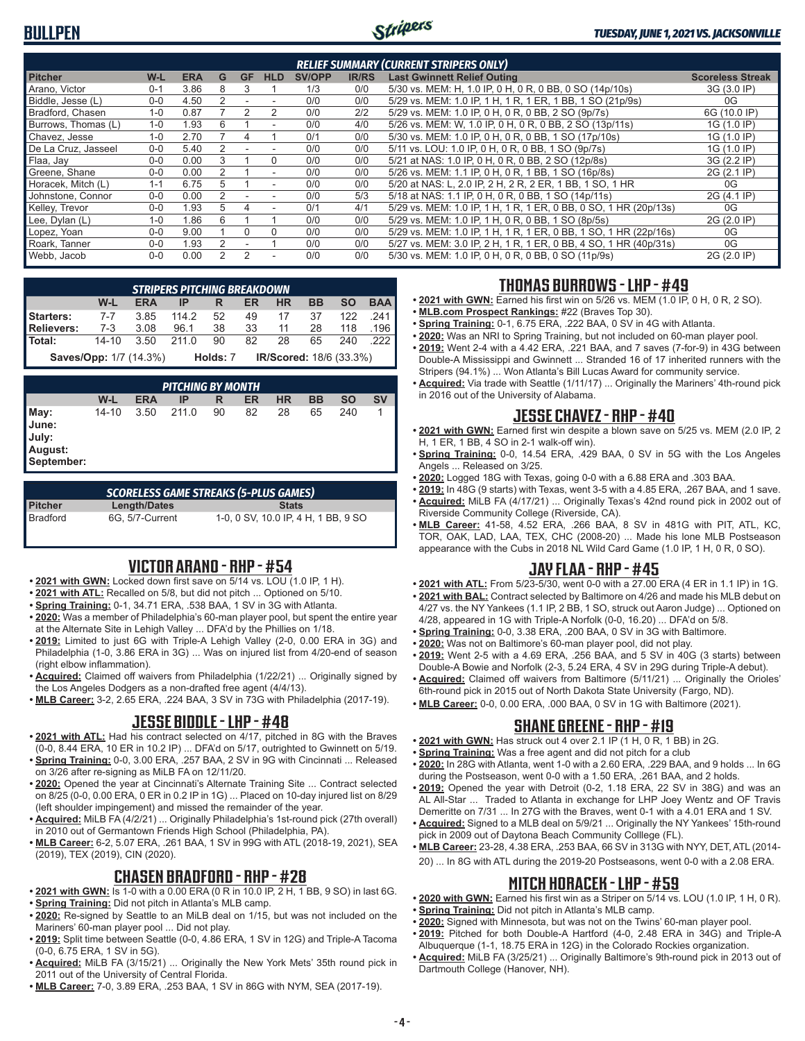# BULLPEN

### RELIEF SUMMARY (CURRENT STRIPERS ONLY)

| Pitcher | W-L | ERA | G | GF | HLD | SV/OPP | IR/RS | Last Gwinnett Relief Outing | Scoreless Streak |
|---|---|---|---|---|---|---|---|---|---|
| Arano, Victor | 0-1 | 3.86 | 8 | 3 | 1 | 1/3 | 0/0 | 5/30 vs. MEM: H, 1.0 IP, 0 H, 0 R, 0 BB, 0 SO (14p/10s) | 3G (3.0 IP) |
| Biddle, Jesse (L) | 0-0 | 4.50 | 2 | - | - | 0/0 | 0/0 | 5/29 vs. MEM: 1.0 IP, 1 H, 1 R, 1 ER, 1 BB, 1 SO (21p/9s) | 0G |
| Bradford, Chasen | 1-0 | 0.87 | 7 | 2 | 2 | 0/0 | 2/2 | 5/29 vs. MEM: 1.0 IP, 0 H, 0 R, 0 BB, 2 SO (9p/7s) | 6G (10.0 IP) |
| Burrows, Thomas (L) | 1-0 | 1.93 | 6 | 1 | - | 0/0 | 4/0 | 5/26 vs. MEM: W, 1.0 IP, 0 H, 0 R, 0 BB, 2 SO (13p/11s) | 1G (1.0 IP) |
| Chavez, Jesse | 1-0 | 2.70 | 7 | 4 | 1 | 0/1 | 0/0 | 5/30 vs. MEM: 1.0 IP, 0 H, 0 R, 0 BB, 1 SO (17p/10s) | 1G (1.0 IP) |
| De La Cruz, Jasseel | 0-0 | 5.40 | 2 | - | - | 0/0 | 0/0 | 5/11 vs. LOU: 1.0 IP, 0 H, 0 R, 0 BB, 1 SO (9p/7s) | 1G (1.0 IP) |
| Flaa, Jay | 0-0 | 0.00 | 3 | 1 | 0 | 0/0 | 0/0 | 5/21 at NAS: 1.0 IP, 0 H, 0 R, 0 BB, 2 SO (12p/8s) | 3G (2.2 IP) |
| Greene, Shane | 0-0 | 0.00 | 2 | 1 | - | 0/0 | 0/0 | 5/26 vs. MEM: 1.1 IP, 0 H, 0 R, 1 BB, 1 SO (16p/8s) | 2G (2.1 IP) |
| Horacek, Mitch (L) | 1-1 | 6.75 | 5 | 1 | - | 0/0 | 0/0 | 5/20 at NAS: L, 2.0 IP, 2 H, 2 R, 2 ER, 1 BB, 1 SO, 1 HR | 0G |
| Johnstone, Connor | 0-0 | 0.00 | 2 | - | - | 0/0 | 5/3 | 5/18 at NAS: 1.1 IP, 0 H, 0 R, 0 BB, 1 SO (14p/11s) | 2G (4.1 IP) |
| Kelley, Trevor | 0-0 | 1.93 | 5 | 4 | - | 0/1 | 4/1 | 5/29 vs. MEM: 1.0 IP, 1 H, 1 R, 1 ER, 0 BB, 0 SO, 1 HR (20p/13s) | 0G |
| Lee, Dylan (L) | 1-0 | 1.86 | 6 | 1 | 1 | 0/0 | 0/0 | 5/29 vs. MEM: 1.0 IP, 1 H, 0 R, 0 BB, 1 SO (8p/5s) | 2G (2.0 IP) |
| Lopez, Yoan | 0-0 | 9.00 | 1 | 0 | 0 | 0/0 | 0/0 | 5/29 vs. MEM: 1.0 IP, 1 H, 1 R, 1 ER, 0 BB, 1 SO, 1 HR (22p/16s) | 0G |
| Roark, Tanner | 0-0 | 1.93 | 2 | - | 1 | 0/0 | 0/0 | 5/27 vs. MEM: 3.0 IP, 2 H, 1 R, 1 ER, 0 BB, 4 SO, 1 HR (40p/31s) | 0G |
| Webb, Jacob | 0-0 | 0.00 | 2 | 2 | - | 0/0 | 0/0 | 5/30 vs. MEM: 1.0 IP, 0 H, 0 R, 0 BB, 0 SO (11p/9s) | 2G (2.0 IP) |

### STRIPERS PITCHING BREAKDOWN

| | W-L | ERA | IP | R | ER | HR | BB | SO | BAA |
|---|---|---|---|---|---|---|---|---|---|
| Starters: | 7-7 | 3.85 | 114.2 | 52 | 49 | 17 | 37 | 122 | .241 |
| Relievers: | 7-3 | 3.08 | 96.1 | 38 | 33 | 11 | 28 | 118 | .196 |
| Total: | 14-10 | 3.50 | 211.0 | 90 | 82 | 28 | 65 | 240 | .222 |

Saves/Opp: 1/7 (14.3%) Holds: 7 IR/Scored: 18/6 (33.3%)

### PITCHING BY MONTH

| | W-L | ERA | IP | R | ER | HR | BB | SO | SV |
|---|---|---|---|---|---|---|---|---|---|
| May: | 14-10 | 3.50 | 211.0 | 90 | 82 | 28 | 65 | 240 | 1 |
| June: | | | | | | | | | |
| July: | | | | | | | | | |
| August: | | | | | | | | | |
| September: | | | | | | | | | |

### SCORELESS GAME STREAKS (5-PLUS GAMES)

| Pitcher | Length/Dates | Stats |
|---|---|---|
| Bradford | 6G, 5/7-Current | 1-0, 0 SV, 10.0 IP, 4 H, 1 BB, 9 SO |

## VICTOR ARANO - RHP - #54

- **2021 with GWN:** Locked down first save on 5/14 vs. LOU (1.0 IP, 1 H).
- **2021 with ATL:** Recalled on 5/8, but did not pitch ... Optioned on 5/10.
- **Spring Training:** 0-1, 34.71 ERA, .538 BAA, 1 SV in 3G with Atlanta.
- **2020:** Was a member of Philadelphia's 60-man player pool, but spent the entire year at the Alternate Site in Lehigh Valley ... DFA'd by the Phillies on 1/18.
- **2019:** Limited to just 6G with Triple-A Lehigh Valley (2-0, 0.00 ERA in 3G) and Philadelphia (1-0, 3.86 ERA in 3G) ... Was on injured list from 4/20-end of season (right elbow inflammation).
- **Acquired:** Claimed off waivers from Philadelphia (1/22/21) ... Originally signed by the Los Angeles Dodgers as a non-drafted free agent (4/4/13).
- **MLB Career:** 3-2, 2.65 ERA, .224 BAA, 3 SV in 73G with Philadelphia (2017-19).

## JESSE BIDDLE - LHP - #48

- **2021 with ATL:** Had his contract selected on 4/17, pitched in 8G with the Braves (0-0, 8.44 ERA, 10 ER in 10.2 IP) ... DFA'd on 5/17, outrighted to Gwinnett on 5/19.
- **Spring Training:** 0-0, 3.00 ERA, .257 BAA, 2 SV in 9G with Cincinnati ... Released on 3/26 after re-signing as MiLB FA on 12/11/20.
- **2020:** Opened the year at Cincinnati's Alternate Training Site ... Contract selected on 8/25 (0-0, 0.00 ERA, 0 ER in 0.2 IP in 1G) ... Placed on 10-day injured list on 8/29 (left shoulder impingement) and missed the remainder of the year.
- **Acquired:** MiLB FA (4/2/21) ... Originally Philadelphia's 1st-round pick (27th overall) in 2010 out of Germantown Friends High School (Philadelphia, PA).
- **MLB Career:** 6-2, 5.07 ERA, .261 BAA, 1 SV in 99G with ATL (2018-19, 2021), SEA (2019), TEX (2019), CIN (2020).

## CHASEN BRADFORD - RHP - #28

- **2021 with GWN:** Is 1-0 with a 0.00 ERA (0 R in 10.0 IP, 2 H, 1 BB, 9 SO) in last 6G.
- **Spring Training:** Did not pitch in Atlanta's MLB camp.
- **2020:** Re-signed by Seattle to an MiLB deal on 1/15, but was not included on the Mariners' 60-man player pool ... Did not play.
- **2019:** Split time between Seattle (0-0, 4.86 ERA, 1 SV in 12G) and Triple-A Tacoma (0-0, 6.75 ERA, 1 SV in 5G).
- **Acquired:** MiLB FA (3/15/21) ... Originally the New York Mets' 35th round pick in 2011 out of the University of Central Florida.
- **MLB Career:** 7-0, 3.89 ERA, .253 BAA, 1 SV in 86G with NYM, SEA (2017-19).

## THOMAS BURROWS - LHP - #49

- **2021 with GWN:** Earned his first win on 5/26 vs. MEM (1.0 IP, 0 H, 0 R, 2 SO).
- **MLB.com Prospect Rankings:** #22 (Braves Top 30).
- **Spring Training:** 0-1, 6.75 ERA, .222 BAA, 0 SV in 4G with Atlanta.
- **2020:** Was an NRI to Spring Training, but not included on 60-man player pool.
- **2019:** Went 2-4 with a 4.42 ERA, .221 BAA, and 7 saves (7-for-9) in 43G between Double-A Mississippi and Gwinnett ... Stranded 16 of 17 inherited runners with the Stripers (94.1%) ... Won Atlanta's Bill Lucas Award for community service.
- **Acquired:** Via trade with Seattle (1/11/17) ... Originally the Mariners' 4th-round pick in 2016 out of the University of Alabama.

## JESSE CHAVEZ - RHP - #40

- **2021 with GWN:** Earned first win despite a blown save on 5/25 vs. MEM (2.0 IP, 2 H, 1 ER, 1 BB, 4 SO in 2-1 walk-off win).
- **Spring Training:** 0-0, 14.54 ERA, .429 BAA, 0 SV in 5G with the Los Angeles Angels ... Released on 3/25.
- **2020:** Logged 18G with Texas, going 0-0 with a 6.88 ERA and .303 BAA.
- **2019:** In 48G (9 starts) with Texas, went 3-5 with a 4.85 ERA, .267 BAA, and 1 save.
- **Acquired:** MiLB FA (4/17/21) ... Originally Texas's 42nd round pick in 2002 out of Riverside Community College (Riverside, CA).
- **MLB Career:** 41-58, 4.52 ERA, .266 BAA, 8 SV in 481G with PIT, ATL, KC, TOR, OAK, LAD, LAA, TEX, CHC (2008-20) ... Made his lone MLB Postseason appearance with the Cubs in 2018 NL Wild Card Game (1.0 IP, 1 H, 0 R, 0 SO).

## JAY FLAA - RHP - #45

- **2021 with ATL:** From 5/23-5/30, went 0-0 with a 27.00 ERA (4 ER in 1.1 IP) in 1G.
- **2021 with BAL:** Contract selected by Baltimore on 4/26 and made his MLB debut on 4/27 vs. the NY Yankees (1.1 IP, 2 BB, 1 SO, struck out Aaron Judge) ... Optioned on 4/28, appeared in 1G with Triple-A Norfolk (0-0, 16.20) ... DFA'd on 5/8.
- **Spring Training:** 0-0, 3.38 ERA, .200 BAA, 0 SV in 3G with Baltimore.
- **2020:** Was not on Baltimore's 60-man player pool, did not play.
- **2019:** Went 2-5 with a 4.69 ERA, .256 BAA, and 5 SV in 40G (3 starts) between Double-A Bowie and Norfolk (2-3, 5.24 ERA, 4 SV in 29G during Triple-A debut).
- **Acquired:** Claimed off waivers from Baltimore (5/11/21) ... Originally the Orioles' 6th-round pick in 2015 out of North Dakota State University (Fargo, ND).
- **MLB Career:** 0-0, 0.00 ERA, .000 BAA, 0 SV in 1G with Baltimore (2021).

## SHANE GREENE - RHP - #19

- **2021 with GWN:** Has struck out 4 over 2.1 IP (1 H, 0 R, 1 BB) in 2G.
- **Spring Training:** Was a free agent and did not pitch for a club
- **2020:** In 28G with Atlanta, went 1-0 with a 2.60 ERA, .229 BAA, and 9 holds ... In 6G during the Postseason, went 0-0 with a 1.50 ERA, .261 BAA, and 2 holds.
- **2019:** Opened the year with Detroit (0-2, 1.18 ERA, 22 SV in 38G) and was an AL All-Star ... Traded to Atlanta in exchange for LHP Joey Wentz and OF Travis Demeritte on 7/31 ... In 27G with the Braves, went 0-1 with a 4.01 ERA and 1 SV.
- **Acquired:** Signed to a MLB deal on 5/9/21 ... Originally the NY Yankees' 15th-round pick in 2009 out of Daytona Beach Community Colllege (FL).
- **MLB Career:** 23-28, 4.38 ERA, .253 BAA, 66 SV in 313G with NYY, DET, ATL (2014-20) ... In 8G with ATL during the 2019-20 Postseasons, went 0-0 with a 2.08 ERA.

## MITCH HORACEK - LHP - #59

- **2020 with GWN:** Earned his first win as a Striper on 5/14 vs. LOU (1.0 IP, 1 H, 0 R).
- **Spring Training:** Did not pitch in Atlanta's MLB camp.
- **2020:** Signed with Minnesota, but was not on the Twins' 60-man player pool.
- **2019:** Pitched for both Double-A Hartford (4-0, 2.48 ERA in 34G) and Triple-A Albuquerque (1-1, 18.75 ERA in 12G) in the Colorado Rockies organization.
- **Acquired:** MiLB FA (3/25/21) ... Originally Baltimore's 9th-round pick in 2013 out of Dartmouth College (Hanover, NH).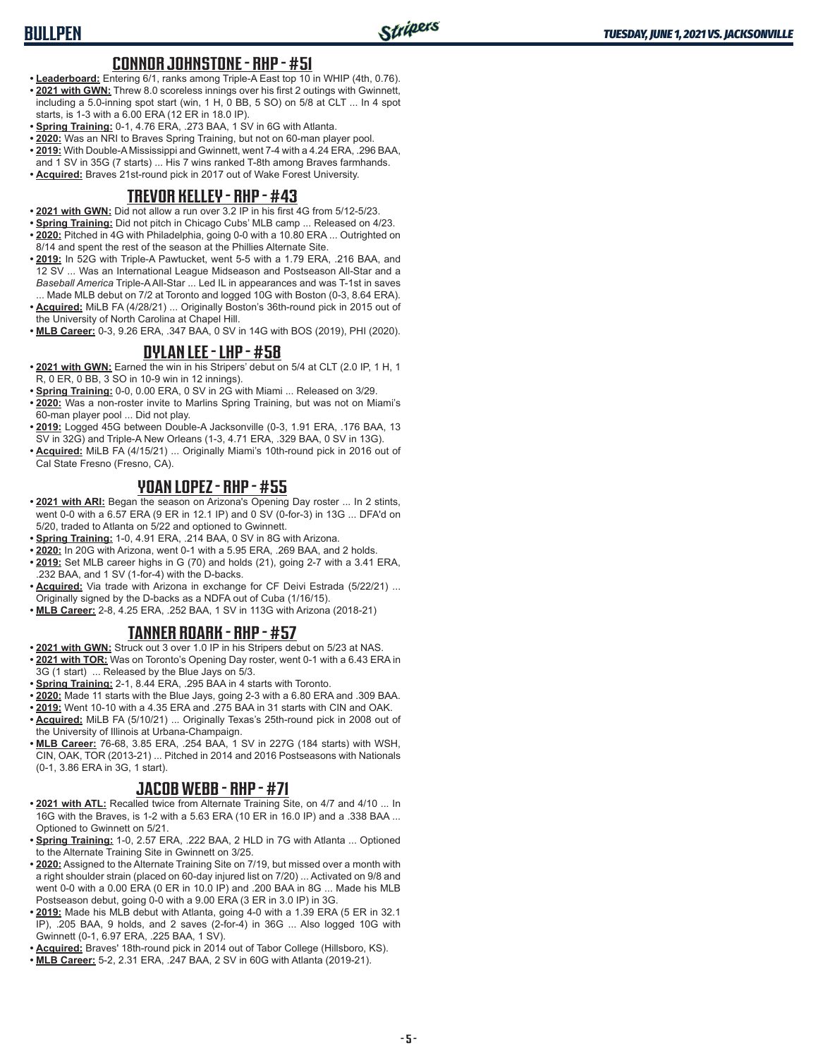## CONNOR JOHNSTONE - RHP - #51

- **Leaderboard:** Entering 6/1, ranks among Triple-A East top 10 in WHIP (4th, 0.76).
- **2021 with GWN:** Threw 8.0 scoreless innings over his first 2 outings with Gwinnett, including a 5.0-inning spot start (win, 1 H, 0 BB, 5 SO) on 5/8 at CLT ... In 4 spot starts, is 1-3 with a 6.00 ERA (12 ER in 18.0 IP).
- **Spring Training:** 0-1, 4.76 ERA, .273 BAA, 1 SV in 6G with Atlanta.
- **2020:** Was an NRI to Braves Spring Training, but not on 60-man player pool.
- **2019:** With Double-A Mississippi and Gwinnett, went 7-4 with a 4.24 ERA, .296 BAA, and 1 SV in 35G (7 starts) ... His 7 wins ranked T-8th among Braves farmhands.
- **Acquired:** Braves 21st-round pick in 2017 out of Wake Forest University.

## TREVOR KELLEY - RHP - #43

- **2021 with GWN:** Did not allow a run over 3.2 IP in his first 4G from 5/12-5/23.
- **Spring Training:** Did not pitch in Chicago Cubs' MLB camp ... Released on 4/23.
- **2020:** Pitched in 4G with Philadelphia, going 0-0 with a 10.80 ERA ... Outrighted on 8/14 and spent the rest of the season at the Phillies Alternate Site.
- **2019:** In 52G with Triple-A Pawtucket, went 5-5 with a 1.79 ERA, .216 BAA, and 12 SV ... Was an International League Midseason and Postseason All-Star and a *Baseball America* Triple-A All-Star ... Led IL in appearances and was T-1st in saves ... Made MLB debut on 7/2 at Toronto and logged 10G with Boston (0-3, 8.64 ERA).
- **Acquired:** MiLB FA (4/28/21) ... Originally Boston's 36th-round pick in 2015 out of the University of North Carolina at Chapel Hill.
- **MLB Career:** 0-3, 9.26 ERA, .347 BAA, 0 SV in 14G with BOS (2019), PHI (2020).

## DYLAN LEE - LHP - #58

- **2021 with GWN:** Earned the win in his Stripers' debut on 5/4 at CLT (2.0 IP, 1 H, 1 R, 0 ER, 0 BB, 3 SO in 10-9 win in 12 innings).
- **Spring Training:** 0-0, 0.00 ERA, 0 SV in 2G with Miami ... Released on 3/29.
- **2020:** Was a non-roster invite to Marlins Spring Training, but was not on Miami's 60-man player pool ... Did not play.
- **2019:** Logged 45G between Double-A Jacksonville (0-3, 1.91 ERA, .176 BAA, 13 SV in 32G) and Triple-A New Orleans (1-3, 4.71 ERA, .329 BAA, 0 SV in 13G).
- **Acquired:** MiLB FA (4/15/21) ... Originally Miami's 10th-round pick in 2016 out of Cal State Fresno (Fresno, CA).

## YOAN LOPEZ - RHP - #55

- **2021 with ARI:** Began the season on Arizona's Opening Day roster ... In 2 stints, went 0-0 with a 6.57 ERA (9 ER in 12.1 IP) and 0 SV (0-for-3) in 13G ... DFA'd on 5/20, traded to Atlanta on 5/22 and optioned to Gwinnett.
- **Spring Training:** 1-0, 4.91 ERA, .214 BAA, 0 SV in 8G with Arizona.
- **2020:** In 20G with Arizona, went 0-1 with a 5.95 ERA, .269 BAA, and 2 holds.
- **2019:** Set MLB career highs in G (70) and holds (21), going 2-7 with a 3.41 ERA, .232 BAA, and 1 SV (1-for-4) with the D-backs.
- **Acquired:** Via trade with Arizona in exchange for CF Deivi Estrada (5/22/21) ... Originally signed by the D-backs as a NDFA out of Cuba (1/16/15).
- **MLB Career:** 2-8, 4.25 ERA, .252 BAA, 1 SV in 113G with Arizona (2018-21)

## TANNER ROARK - RHP - #57

- **2021 with GWN:** Struck out 3 over 1.0 IP in his Stripers debut on 5/23 at NAS.
- **2021 with TOR:** Was on Toronto's Opening Day roster, went 0-1 with a 6.43 ERA in 3G (1 start) ... Released by the Blue Jays on 5/3.
- **Spring Training:** 2-1, 8.44 ERA, .295 BAA in 4 starts with Toronto.
- **2020:** Made 11 starts with the Blue Jays, going 2-3 with a 6.80 ERA and .309 BAA.
- **2019:** Went 10-10 with a 4.35 ERA and .275 BAA in 31 starts with CIN and OAK.
- **Acquired:** MiLB FA (5/10/21) ... Originally Texas's 25th-round pick in 2008 out of the University of Illinois at Urbana-Champaign.
- **MLB Career:** 76-68, 3.85 ERA, .254 BAA, 1 SV in 227G (184 starts) with WSH, CIN, OAK, TOR (2013-21) ... Pitched in 2014 and 2016 Postseasons with Nationals (0-1, 3.86 ERA in 3G, 1 start).

## JACOB WEBB - RHP - #71

- **2021 with ATL:** Recalled twice from Alternate Training Site, on 4/7 and 4/10 ... In 16G with the Braves, is 1-2 with a 5.63 ERA (10 ER in 16.0 IP) and a .338 BAA ... Optioned to Gwinnett on 5/21.
- **Spring Training:** 1-0, 2.57 ERA, .222 BAA, 2 HLD in 7G with Atlanta ... Optioned to the Alternate Training Site in Gwinnett on 3/25.
- **2020:** Assigned to the Alternate Training Site on 7/19, but missed over a month with a right shoulder strain (placed on 60-day injured list on 7/20) ... Activated on 9/8 and went 0-0 with a 0.00 ERA (0 ER in 10.0 IP) and .200 BAA in 8G ... Made his MLB Postseason debut, going 0-0 with a 9.00 ERA (3 ER in 3.0 IP) in 3G.
- **2019:** Made his MLB debut with Atlanta, going 4-0 with a 1.39 ERA (5 ER in 32.1 IP), .205 BAA, 9 holds, and 2 saves (2-for-4) in 36G ... Also logged 10G with Gwinnett (0-1, 6.97 ERA, .225 BAA, 1 SV).
- **Acquired:** Braves' 18th-round pick in 2014 out of Tabor College (Hillsboro, KS).
- **MLB Career:** 5-2, 2.31 ERA, .247 BAA, 2 SV in 60G with Atlanta (2019-21).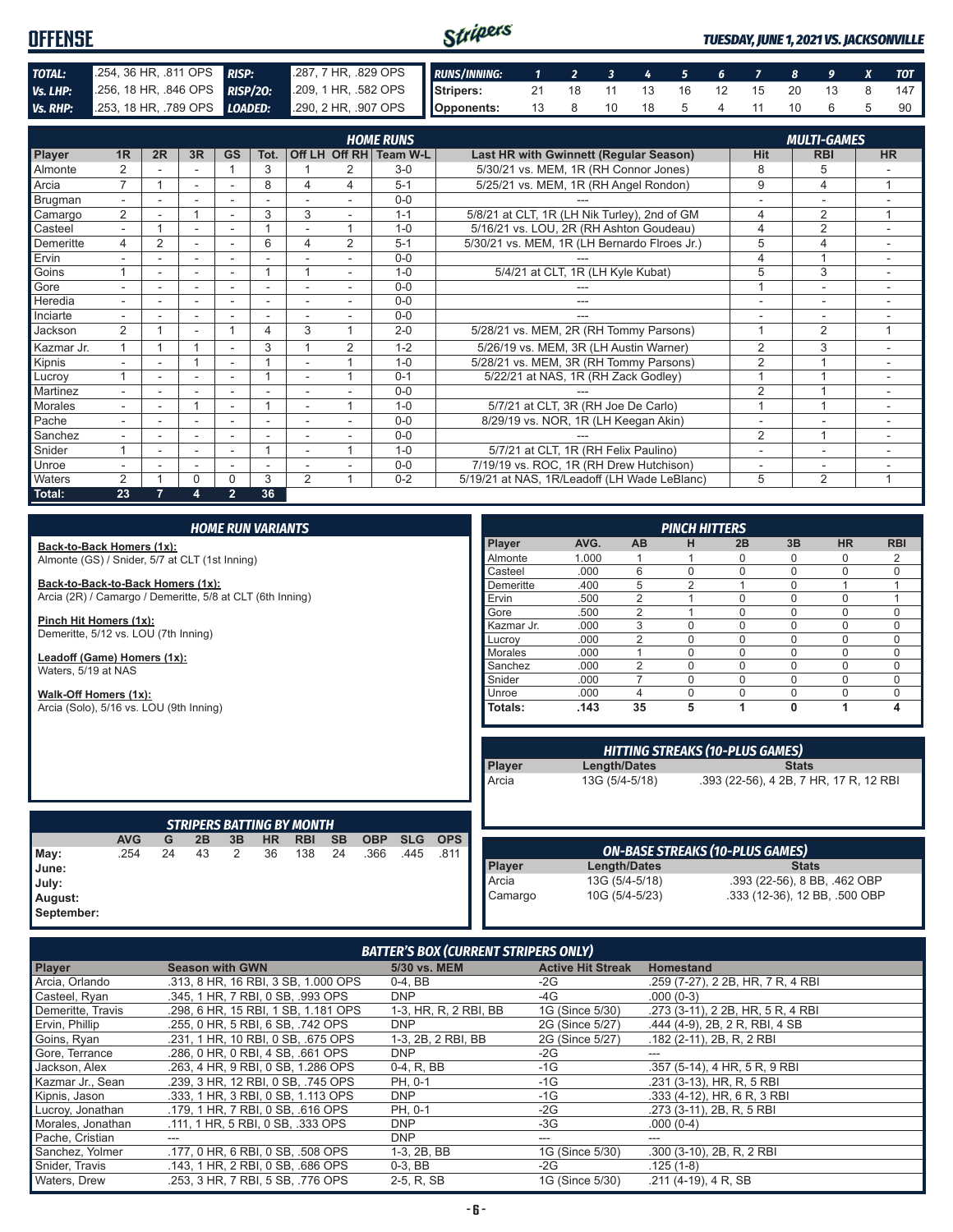# OFFENSE

*TUESDAY, JUNE 1, 2021 VS. JACKSONVILLE*

| TOTAL: | .254, 36 HR, .811 OPS | RISP: | .287, 7 HR, .829 OPS |
|---|---|---|---|
| Vs. LHP: | .256, 18 HR, .846 OPS | RISP/2O: | .209, 1 HR, .582 OPS |
| Vs. RHP: | .253, 18 HR, .789 OPS | LOADED: | .290, 2 HR, .907 OPS |

| RUNS/INNING: | 1 | 2 | 3 | 4 | 5 | 6 | 7 | 8 | 9 | X | TOT |
|---|---|---|---|---|---|---|---|---|---|---|---|
| Stripers: | 21 | 18 | 11 | 13 | 16 | 12 | 15 | 20 | 13 | 8 | 147 |
| Opponents: | 13 | 8 | 10 | 18 | 5 | 4 | 11 | 10 | 6 | 5 | 90 |

## HOME RUNS / MULTI-GAMES

| Player | 1R | 2R | 3R | GS | Tot. | Off LH | Off RH | Team W-L | Last HR with Gwinnett (Regular Season) | Hit | RBI | HR |
|---|---|---|---|---|---|---|---|---|---|---|---|---|
| Almonte | 2 | - | - | 1 | 3 | 1 | 2 | 3-0 | 5/30/21 vs. MEM, 1R (RH Connor Jones) | 8 | 5 | - |
| Arcia | 7 | 1 | - | - | 8 | 4 | 4 | 5-1 | 5/25/21 vs. MEM, 1R (RH Angel Rondon) | 9 | 4 | 1 |
| Brugman | - | - | - | - | - | - | - | 0-0 | --- | - | - | - |
| Camargo | 2 | - | 1 | - | 3 | 3 | - | 1-1 | 5/8/21 at CLT, 1R (LH Nik Turley), 2nd of GM | 4 | 2 | 1 |
| Casteel | - | 1 | - | - | 1 | - | 1 | 1-0 | 5/16/21 vs. LOU, 2R (RH Ashton Goudeau) | 4 | 2 | - |
| Demeritte | 4 | 2 | - | - | 6 | 4 | 2 | 5-1 | 5/30/21 vs. MEM, 1R (LH Bernardo Flroes Jr.) | 5 | 4 | - |
| Ervin | - | - | - | - | - | - | - | 0-0 | --- | 4 | 1 | - |
| Goins | 1 | - | - | - | 1 | 1 | - | 1-0 | 5/4/21 at CLT, 1R (LH Kyle Kubat) | 5 | 3 | - |
| Gore | - | - | - | - | - | - | - | 0-0 | --- | 1 | - | - |
| Heredia | - | - | - | - | - | - | - | 0-0 | --- | - | - | - |
| Inciarte | - | - | - | - | - | - | - | 0-0 | --- | - | - | - |
| Jackson | 2 | 1 | - | 1 | 4 | 3 | 1 | 2-0 | 5/28/21 vs. MEM, 2R (RH Tommy Parsons) | 1 | 2 | 1 |
| Kazmar Jr. | 1 | 1 | 1 | - | 3 | 1 | 2 | 1-2 | 5/26/19 vs. MEM, 3R (LH Austin Warner) | 2 | 3 | - |
| Kipnis | - | - | 1 | - | 1 | - | 1 | 1-0 | 5/28/21 vs. MEM, 3R (RH Tommy Parsons) | 2 | 1 | - |
| Lucroy | 1 | - | - | - | 1 | - | 1 | 0-1 | 5/22/21 at NAS, 1R (RH Zack Godley) | 1 | 1 | - |
| Martinez | - | - | - | - | - | - | - | 0-0 | --- | 2 | 1 | - |
| Morales | - | - | 1 | - | 1 | - | 1 | 1-0 | 5/7/21 at CLT, 3R (RH Joe De Carlo) | 1 | 1 | - |
| Pache | - | - | - | - | - | - | - | 0-0 | 8/29/19 vs. NOR, 1R (LH Keegan Akin) | - | - | - |
| Sanchez | - | - | - | - | - | - | - | 0-0 | --- | 2 | 1 | - |
| Snider | 1 | - | - | - | 1 | - | 1 | 1-0 | 5/7/21 at CLT, 1R (RH Felix Paulino) | - | - | - |
| Unroe | - | - | - | - | - | - | - | 0-0 | 7/19/19 vs. ROC, 1R (RH Drew Hutchison) | - | - | - |
| Waters | 2 | 1 | 0 | 0 | 3 | 2 | 1 | 0-2 | 5/19/21 at NAS, 1R/Leadoff (LH Wade LeBlanc) | 5 | 2 | 1 |
| Total: | 23 | 7 | 4 | 2 | 36 | | | | | | | |

## HOME RUN VARIANTS

**Back-to-Back Homers (1x):**
Almonte (GS) / Snider, 5/7 at CLT (1st Inning)

**Back-to-Back-to-Back Homers (1x):**
Arcia (2R) / Camargo / Demeritte, 5/8 at CLT (6th Inning)

**Pinch Hit Homers (1x):**
Demeritte, 5/12 vs. LOU (7th Inning)

**Leadoff (Game) Homers (1x):**
Waters, 5/19 at NAS

**Walk-Off Homers (1x):**
Arcia (Solo), 5/16 vs. LOU (9th Inning)

## PINCH HITTERS

| Player | AVG. | AB | H | 2B | 3B | HR | RBI |
|---|---|---|---|---|---|---|---|
| Almonte | 1.000 | 1 | 1 | 0 | 0 | 0 | 2 |
| Casteel | .000 | 6 | 0 | 0 | 0 | 0 | 0 |
| Demeritte | .400 | 5 | 2 | 1 | 0 | 1 | 1 |
| Ervin | .500 | 2 | 1 | 0 | 0 | 0 | 1 |
| Gore | .500 | 2 | 1 | 0 | 0 | 0 | 0 |
| Kazmar Jr. | .000 | 3 | 0 | 0 | 0 | 0 | 0 |
| Lucroy | .000 | 2 | 0 | 0 | 0 | 0 | 0 |
| Morales | .000 | 1 | 0 | 0 | 0 | 0 | 0 |
| Sanchez | .000 | 2 | 0 | 0 | 0 | 0 | 0 |
| Snider | .000 | 7 | 0 | 0 | 0 | 0 | 0 |
| Unroe | .000 | 4 | 0 | 0 | 0 | 0 | 0 |
| Totals: | .143 | 35 | 5 | 1 | 0 | 1 | 4 |

## HITTING STREAKS (10-PLUS GAMES)

| Player | Length/Dates | Stats |
|---|---|---|
| Arcia | 13G (5/4-5/18) | .393 (22-56), 4 2B, 7 HR, 17 R, 12 RBI |

## STRIPERS BATTING BY MONTH

| | AVG | G | 2B | 3B | HR | RBI | SB | OBP | SLG | OPS |
|---|---|---|---|---|---|---|---|---|---|---|
| May: | .254 | 24 | 43 | 2 | 36 | 138 | 24 | .366 | .445 | .811 |
| June: | | | | | | | | | | |
| July: | | | | | | | | | | |
| August: | | | | | | | | | | |
| September: | | | | | | | | | | |

## ON-BASE STREAKS (10-PLUS GAMES)

| Player | Length/Dates | Stats |
|---|---|---|
| Arcia | 13G (5/4-5/18) | .393 (22-56), 8 BB, .462 OBP |
| Camargo | 10G (5/4-5/23) | .333 (12-36), 12 BB, .500 OBP |

## BATTER'S BOX (CURRENT STRIPERS ONLY)

| Player | Season with GWN | 5/30 vs. MEM | Active Hit Streak | Homestand |
|---|---|---|---|---|
| Arcia, Orlando | .313, 8 HR, 16 RBI, 3 SB, 1.000 OPS | 0-4, BB | -2G | .259 (7-27), 2 2B, HR, 7 R, 4 RBI |
| Casteel, Ryan | .345, 1 HR, 7 RBI, 0 SB, .993 OPS | DNP | -4G | .000 (0-3) |
| Demeritte, Travis | .298, 6 HR, 15 RBI, 1 SB, 1.181 OPS | 1-3, HR, R, 2 RBI, BB | 1G (Since 5/30) | .273 (3-11), 2 2B, HR, 5 R, 4 RBI |
| Ervin, Phillip | .255, 0 HR, 5 RBI, 6 SB, .742 OPS | DNP | 2G (Since 5/27) | .444 (4-9), 2B, 2 R, RBI, 4 SB |
| Goins, Ryan | .231, 1 HR, 10 RBI, 0 SB, .675 OPS | 1-3, 2B, 2 RBI, BB | 2G (Since 5/27) | .182 (2-11), 2B, R, 2 RBI |
| Gore, Terrance | .286, 0 HR, 0 RBI, 4 SB, .661 OPS | DNP | -2G | --- |
| Jackson, Alex | .263, 4 HR, 9 RBI, 0 SB, 1.286 OPS | 0-4, R, BB | -1G | .357 (5-14), 4 HR, 5 R, 9 RBI |
| Kazmar Jr., Sean | .239, 3 HR, 12 RBI, 0 SB, .745 OPS | PH, 0-1 | -1G | .231 (3-13), HR, R, 5 RBI |
| Kipnis, Jason | .333, 1 HR, 3 RBI, 0 SB, 1.113 OPS | DNP | -1G | .333 (4-12), HR, 6 R, 3 RBI |
| Lucroy, Jonathan | .179, 1 HR, 7 RBI, 0 SB, .616 OPS | PH, 0-1 | -2G | .273 (3-11), 2B, R, 5 RBI |
| Morales, Jonathan | .111, 1 HR, 5 RBI, 0 SB, .333 OPS | DNP | -3G | .000 (0-4) |
| Pache, Cristian | --- | DNP | --- | --- |
| Sanchez, Yolmer | .177, 0 HR, 6 RBI, 0 SB, .508 OPS | 1-3, 2B, BB | 1G (Since 5/30) | .300 (3-10), 2B, R, 2 RBI |
| Snider, Travis | .143, 1 HR, 2 RBI, 0 SB, .686 OPS | 0-3, BB | -2G | .125 (1-8) |
| Waters, Drew | .253, 3 HR, 7 RBI, 5 SB, .776 OPS | 2-5, R, SB | 1G (Since 5/30) | .211 (4-19), 4 R, SB |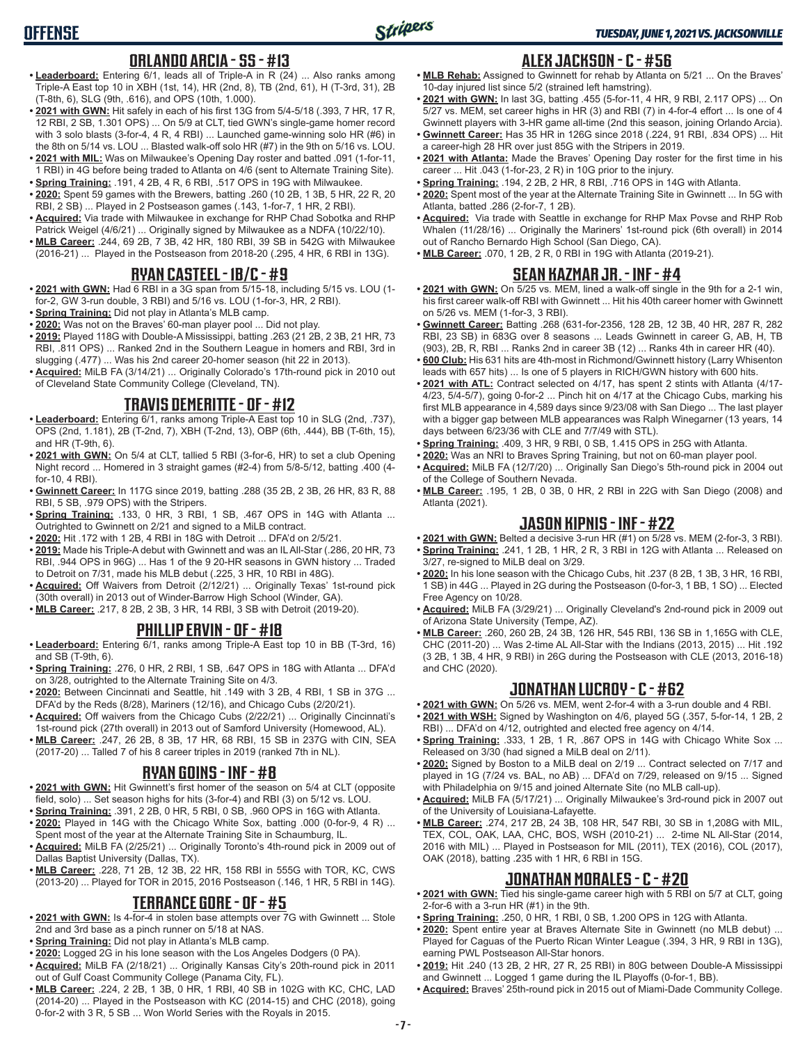## ORLANDO ARCIA - SS - #13

- **Leaderboard:** Entering 6/1, leads all of Triple-A in R (24) ... Also ranks among Triple-A East top 10 in XBH (1st, 14), HR (2nd, 8), TB (2nd, 61), H (T-3rd, 31), 2B (T-8th, 6), SLG (9th, .616), and OPS (10th, 1.000).
- **2021 with GWN:** Hit safely in each of his first 13G from 5/4-5/18 (.393, 7 HR, 17 R, 12 RBI, 2 SB, 1.301 OPS) ... On 5/9 at CLT, tied GWN's single-game homer record with 3 solo blasts (3-for-4, 4 R, 4 RBI) ... Launched game-winning solo HR (#6) in the 8th on 5/14 vs. LOU ... Blasted walk-off solo HR (#7) in the 9th on 5/16 vs. LOU.
- **2021 with MIL:** Was on Milwaukee's Opening Day roster and batted .091 (1-for-11, 1 RBI) in 4G before being traded to Atlanta on 4/6 (sent to Alternate Training Site).
- **Spring Training:** .191, 4 2B, 4 R, 6 RBI, .517 OPS in 19G with Milwaukee.
- **2020:** Spent 59 games with the Brewers, batting .260 (10 2B, 1 3B, 5 HR, 22 R, 20 RBI, 2 SB) ... Played in 2 Postseason games (.143, 1-for-7, 1 HR, 2 RBI).
- **Acquired:** Via trade with Milwaukee in exchange for RHP Chad Sobotka and RHP Patrick Weigel (4/6/21) ... Originally signed by Milwaukee as a NDFA (10/22/10).
- **MLB Career:** .244, 69 2B, 7 3B, 42 HR, 180 RBI, 39 SB in 542G with Milwaukee (2016-21) ... Played in the Postseason from 2018-20 (.295, 4 HR, 6 RBI in 13G).

## RYAN CASTEEL - 1B/C - #9

- **2021 with GWN:** Had 6 RBI in a 3G span from 5/15-18, including 5/15 vs. LOU (1-for-2, GW 3-run double, 3 RBI) and 5/16 vs. LOU (1-for-3, HR, 2 RBI).
- **Spring Training:** Did not play in Atlanta's MLB camp.
- **2020:** Was not on the Braves' 60-man player pool ... Did not play.
- **2019:** Played 118G with Double-A Mississippi, batting .263 (21 2B, 2 3B, 21 HR, 73 RBI, .811 OPS) ... Ranked 2nd in the Southern League in homers and RBI, 3rd in slugging (.477) ... Was his 2nd career 20-homer season (hit 22 in 2013).
- **Acquired:** MiLB FA (3/14/21) ... Originally Colorado's 17th-round pick in 2010 out of Cleveland State Community College (Cleveland, TN).

## TRAVIS DEMERITTE - OF - #12

- **Leaderboard:** Entering 6/1, ranks among Triple-A East top 10 in SLG (2nd, .737), OPS (2nd, 1.181), 2B (T-2nd, 7), XBH (T-2nd, 13), OBP (6th, .444), BB (T-6th, 15), and HR (T-9th, 6).
- **2021 with GWN:** On 5/4 at CLT, tallied 5 RBI (3-for-6, HR) to set a club Opening Night record ... Homered in 3 straight games (#2-4) from 5/8-5/12, batting .400 (4-for-10, 4 RBI).
- **Gwinnett Career:** In 117G since 2019, batting .288 (35 2B, 2 3B, 26 HR, 83 R, 88 RBI, 5 SB, .979 OPS) with the Stripers.
- **Spring Training:** .133, 0 HR, 3 RBI, 1 SB, .467 OPS in 14G with Atlanta ... Outrighted to Gwinnett on 2/21 and signed to a MiLB contract.
- **2020:** Hit .172 with 1 2B, 4 RBI in 18G with Detroit ... DFA'd on 2/5/21.
- **2019:** Made his Triple-A debut with Gwinnett and was an IL All-Star (.286, 20 HR, 73 RBI, .944 OPS in 96G) ... Has 1 of the 9 20-HR seasons in GWN history ... Traded to Detroit on 7/31, made his MLB debut (.225, 3 HR, 10 RBI in 48G).
- **Acquired:** Off Waivers from Detroit (2/12/21) ... Originally Texas' 1st-round pick (30th overall) in 2013 out of Winder-Barrow High School (Winder, GA).
- **MLB Career:** .217, 8 2B, 2 3B, 3 HR, 14 RBI, 3 SB with Detroit (2019-20).

## PHILLIP ERVIN - OF - #18

- **Leaderboard:** Entering 6/1, ranks among Triple-A East top 10 in BB (T-3rd, 16) and SB (T-9th, 6).
- **Spring Training:** .276, 0 HR, 2 RBI, 1 SB, .647 OPS in 18G with Atlanta ... DFA'd on 3/28, outrighted to the Alternate Training Site on 4/3.
- **2020:** Between Cincinnati and Seattle, hit .149 with 3 2B, 4 RBI, 1 SB in 37G ... DFA'd by the Reds (8/28), Mariners (12/16), and Chicago Cubs (2/20/21).
- **Acquired:** Off waivers from the Chicago Cubs (2/22/21) ... Originally Cincinnati's 1st-round pick (27th overall) in 2013 out of Samford University (Homewood, AL).
- **MLB Career:** .247, 26 2B, 8 3B, 17 HR, 68 RBI, 15 SB in 237G with CIN, SEA (2017-20) ... Talled 7 of his 8 career triples in 2019 (ranked 7th in NL).

## RYAN GOINS - INF - #8

- **2021 with GWN:** Hit Gwinnett's first homer of the season on 5/4 at CLT (opposite field, solo) ... Set season highs for hits (3-for-4) and RBI (3) on 5/12 vs. LOU.
- **Spring Training:** .391, 2 2B, 0 HR, 5 RBI, 0 SB, .960 OPS in 16G with Atlanta.
- **2020:** Played in 14G with the Chicago White Sox, batting .000 (0-for-9, 4 R) ... Spent most of the year at the Alternate Training Site in Schaumburg, IL.
- **Acquired:** MiLB FA (2/25/21) ... Originally Toronto's 4th-round pick in 2009 out of Dallas Baptist University (Dallas, TX).
- **MLB Career:** .228, 71 2B, 12 3B, 22 HR, 158 RBI in 555G with TOR, KC, CWS (2013-20) ... Played for TOR in 2015, 2016 Postseason (.146, 1 HR, 5 RBI in 14G).

## TERRANCE GORE - OF - #5

- **2021 with GWN:** Is 4-for-4 in stolen base attempts over 7G with Gwinnett ... Stole 2nd and 3rd base as a pinch runner on 5/18 at NAS.
- **Spring Training:** Did not play in Atlanta's MLB camp.
- **2020:** Logged 2G in his lone season with the Los Angeles Dodgers (0 PA).
- **Acquired:** MiLB FA (2/18/21) ... Originally Kansas City's 20th-round pick in 2011 out of Gulf Coast Community College (Panama City, FL).
- **MLB Career:** .224, 2 2B, 1 3B, 0 HR, 1 RBI, 40 SB in 102G with KC, CHC, LAD (2014-20) ... Played in the Postseason with KC (2014-15) and CHC (2018), going 0-for-2 with 3 R, 5 SB ... Won World Series with the Royals in 2015.

## ALEX JACKSON - C - #56

- **MLB Rehab:** Assigned to Gwinnett for rehab by Atlanta on 5/21 ... On the Braves' 10-day injured list since 5/2 (strained left hamstring).
- **2021 with GWN:** In last 3G, batting .455 (5-for-11, 4 HR, 9 RBI, 2.117 OPS) ... On 5/27 vs. MEM, set career highs in HR (3) and RBI (7) in 4-for-4 effort ... Is one of 4 Gwinnett players with 3-HR game all-time (2nd this season, joining Orlando Arcia).
- **Gwinnett Career:** Has 35 HR in 126G since 2018 (.224, 91 RBI, .834 OPS) ... Hit a career-high 28 HR over just 85G with the Stripers in 2019.
- **2021 with Atlanta:** Made the Braves' Opening Day roster for the first time in his career ... Hit .043 (1-for-23, 2 R) in 10G prior to the injury.
- **Spring Training:** .194, 2 2B, 2 HR, 8 RBI, .716 OPS in 14G with Atlanta.
- **2020:** Spent most of the year at the Alternate Training Site in Gwinnett ... In 5G with Atlanta, batted .286 (2-for-7, 1 2B).
- **Acquired:** Via trade with Seattle in exchange for RHP Max Povse and RHP Rob Whalen (11/28/16) ... Originally the Mariners' 1st-round pick (6th overall) in 2014 out of Rancho Bernardo High School (San Diego, CA).
- **MLB Career:** .070, 1 2B, 2 R, 0 RBI in 19G with Atlanta (2019-21).

## SEAN KAZMAR JR. - INF - #4

- **2021 with GWN:** On 5/25 vs. MEM, lined a walk-off single in the 9th for a 2-1 win, his first career walk-off RBI with Gwinnett ... Hit his 40th career homer with Gwinnett on 5/26 vs. MEM (1-for-3, 3 RBI).
- **Gwinnett Career:** Batting .268 (631-for-2356, 128 2B, 12 3B, 40 HR, 287 R, 282 RBI, 23 SB) in 683G over 8 seasons ... Leads Gwinnett in career G, AB, H, TB (903), 2B, R, RBI ... Ranks 2nd in career 3B (12) ... Ranks 4th in career HR (40).
- **600 Club:** His 631 hits are 4th-most in Richmond/Gwinnett history (Larry Whisenton leads with 657 hits) ... Is one of 5 players in RICH/GWN history with 600 hits.
- **2021 with ATL:** Contract selected on 4/17, has spent 2 stints with Atlanta (4/17-4/23, 5/4-5/7), going 0-for-2 ... Pinch hit on 4/17 at the Chicago Cubs, marking his first MLB appearance in 4,589 days since 9/23/08 with San Diego ... The last player with a bigger gap between MLB appearances was Ralph Winegarner (13 years, 14 days between 6/23/36 with CLE and 7/7/49 with STL).
- **Spring Training:** .409, 3 HR, 9 RBI, 0 SB, 1.415 OPS in 25G with Atlanta.
- **2020:** Was an NRI to Braves Spring Training, but not on 60-man player pool.
- **Acquired:** MiLB FA (12/7/20) ... Originally San Diego's 5th-round pick in 2004 out of the College of Southern Nevada.
- **MLB Career:** .195, 1 2B, 0 3B, 0 HR, 2 RBI in 22G with San Diego (2008) and Atlanta (2021).

## JASON KIPNIS - INF - #22

- **2021 with GWN:** Belted a decisive 3-run HR (#1) on 5/28 vs. MEM (2-for-3, 3 RBI).
- **Spring Training:** .241, 1 2B, 1 HR, 2 R, 3 RBI in 12G with Atlanta ... Released on 3/27, re-signed to MiLB deal on 3/29.
- **2020:** In his lone season with the Chicago Cubs, hit .237 (8 2B, 1 3B, 3 HR, 16 RBI, 1 SB) in 44G ... Played in 2G during the Postseason (0-for-3, 1 BB, 1 SO) ... Elected Free Agency on 10/28.
- **Acquired:** MiLB FA (3/29/21) ... Originally Cleveland's 2nd-round pick in 2009 out of Arizona State University (Tempe, AZ).
- **MLB Career:** .260, 260 2B, 24 3B, 126 HR, 545 RBI, 136 SB in 1,165G with CLE, CHC (2011-20) ... Was 2-time AL All-Star with the Indians (2013, 2015) ... Hit .192 (3 2B, 1 3B, 4 HR, 9 RBI) in 26G during the Postseason with CLE (2013, 2016-18) and CHC (2020).

## JONATHAN LUCROY - C - #62

- **2021 with GWN:** On 5/26 vs. MEM, went 2-for-4 with a 3-run double and 4 RBI.
- **2021 with WSH:** Signed by Washington on 4/6, played 5G (.357, 5-for-14, 1 2B, 2 RBI) ... DFA'd on 4/12, outrighted and elected free agency on 4/14.
- **Spring Training:** .333, 1 2B, 1 R, .867 OPS in 14G with Chicago White Sox ... Released on 3/30 (had signed a MiLB deal on 2/11).
- **2020:** Signed by Boston to a MiLB deal on 2/19 ... Contract selected on 7/17 and played in 1G (7/24 vs. BAL, no AB) ... DFA'd on 7/29, released on 9/15 ... Signed with Philadelphia on 9/15 and joined Alternate Site (no MLB call-up).
- **Acquired:** MiLB FA (5/17/21) ... Originally Milwaukee's 3rd-round pick in 2007 out of the University of Louisiana-Lafayette.
- **MLB Career:** .274, 217 2B, 24 3B, 108 HR, 547 RBI, 30 SB in 1,208G with MIL, TEX, COL, OAK, LAA, CHC, BOS, WSH (2010-21) ... 2-time NL All-Star (2014, 2016 with MIL) ... Played in Postseason for MIL (2011), TEX (2016), COL (2017), OAK (2018), batting .235 with 1 HR, 6 RBI in 15G.

## JONATHAN MORALES - C - #20

- **2021 with GWN:** Tied his single-game career high with 5 RBI on 5/7 at CLT, going 2-for-6 with a 3-run HR (#1) in the 9th.
- **Spring Training:** .250, 0 HR, 1 RBI, 0 SB, 1.200 OPS in 12G with Atlanta.
- **2020:** Spent entire year at Braves Alternate Site in Gwinnett (no MLB debut) ... Played for Caguas of the Puerto Rican Winter League (.394, 3 HR, 9 RBI in 13G), earning PWL Postseason All-Star honors.
- **2019:** Hit .240 (13 2B, 2 HR, 27 R, 25 RBI) in 80G between Double-A Mississippi and Gwinnett ... Logged 1 game during the IL Playoffs (0-for-1, BB).
- **Acquired:** Braves' 25th-round pick in 2015 out of Miami-Dade Community College.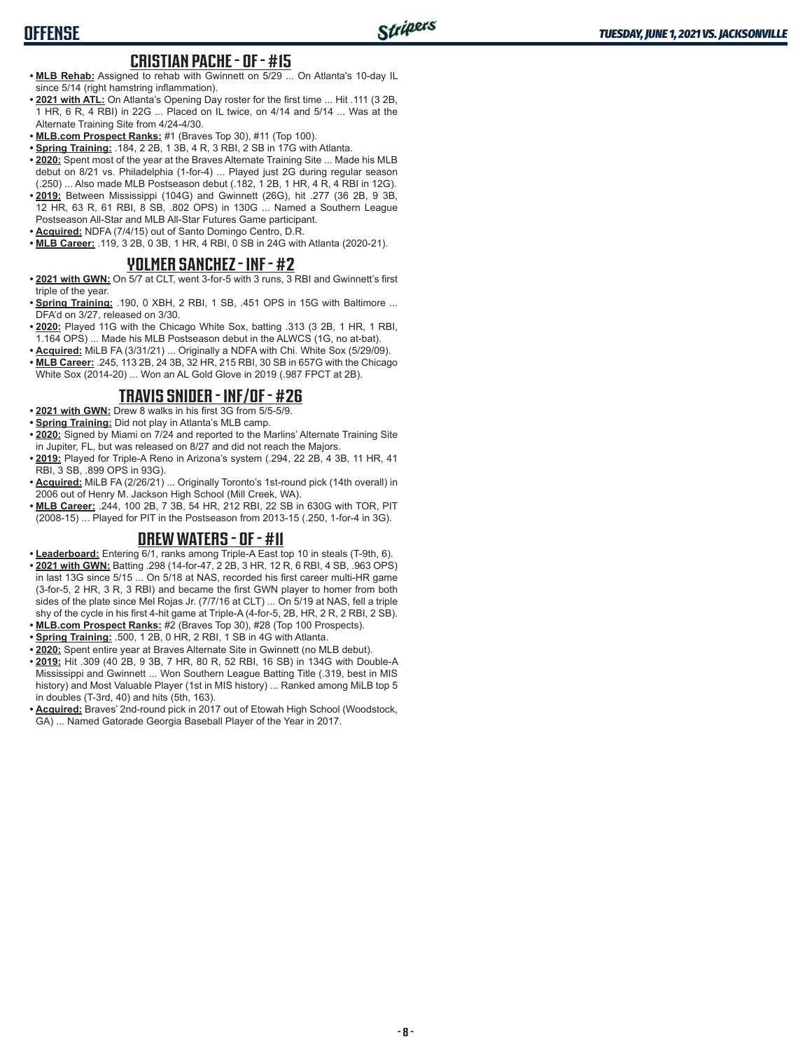## CRISTIAN PACHE - OF - #15

- **MLB Rehab:** Assigned to rehab with Gwinnett on 5/29 ... On Atlanta's 10-day IL since 5/14 (right hamstring inflammation).
- **2021 with ATL:** On Atlanta's Opening Day roster for the first time ... Hit .111 (3 2B, 1 HR, 6 R, 4 RBI) in 22G ... Placed on IL twice, on 4/14 and 5/14 ... Was at the Alternate Training Site from 4/24-4/30.
- **MLB.com Prospect Ranks:** #1 (Braves Top 30), #11 (Top 100).
- **Spring Training:** .184, 2 2B, 1 3B, 4 R, 3 RBI, 2 SB in 17G with Atlanta.
- **2020:** Spent most of the year at the Braves Alternate Training Site ... Made his MLB debut on 8/21 vs. Philadelphia (1-for-4) ... Played just 2G during regular season (.250) ... Also made MLB Postseason debut (.182, 1 2B, 1 HR, 4 R, 4 RBI in 12G).
- **2019:** Between Mississippi (104G) and Gwinnett (26G), hit .277 (36 2B, 9 3B, 12 HR, 63 R, 61 RBI, 8 SB, .802 OPS) in 130G ... Named a Southern League Postseason All-Star and MLB All-Star Futures Game participant.
- **Acquired:** NDFA (7/4/15) out of Santo Domingo Centro, D.R.
- **MLB Career:** .119, 3 2B, 0 3B, 1 HR, 4 RBI, 0 SB in 24G with Atlanta (2020-21).

## YOLMER SANCHEZ - INF - #2

- **2021 with GWN:** On 5/7 at CLT, went 3-for-5 with 3 runs, 3 RBI and Gwinnett's first triple of the year.
- **Spring Training:** .190, 0 XBH, 2 RBI, 1 SB, .451 OPS in 15G with Baltimore ... DFA'd on 3/27, released on 3/30.
- **2020:** Played 11G with the Chicago White Sox, batting .313 (3 2B, 1 HR, 1 RBI, 1.164 OPS) ... Made his MLB Postseason debut in the ALWCS (1G, no at-bat).
- **Acquired:** MiLB FA (3/31/21) ... Originally a NDFA with Chi. White Sox (5/29/09).
- **MLB Career:** .245, 113 2B, 24 3B, 32 HR, 215 RBI, 30 SB in 657G with the Chicago White Sox (2014-20) ... Won an AL Gold Glove in 2019 (.987 FPCT at 2B).

## TRAVIS SNIDER - INF/OF - #26

- **2021 with GWN:** Drew 8 walks in his first 3G from 5/5-5/9.
- **Spring Training:** Did not play in Atlanta's MLB camp.
- **2020:** Signed by Miami on 7/24 and reported to the Marlins' Alternate Training Site in Jupiter, FL, but was released on 8/27 and did not reach the Majors.
- **2019:** Played for Triple-A Reno in Arizona's system (.294, 22 2B, 4 3B, 11 HR, 41 RBI, 3 SB, .899 OPS in 93G).
- **Acquired:** MiLB FA (2/26/21) ... Originally Toronto's 1st-round pick (14th overall) in 2006 out of Henry M. Jackson High School (Mill Creek, WA).
- **MLB Career:** .244, 100 2B, 7 3B, 54 HR, 212 RBI, 22 SB in 630G with TOR, PIT (2008-15) ... Played for PIT in the Postseason from 2013-15 (.250, 1-for-4 in 3G).

## DREW WATERS - OF - #11

- **Leaderboard:** Entering 6/1, ranks among Triple-A East top 10 in steals (T-9th, 6).
- **2021 with GWN:** Batting .298 (14-for-47, 2 2B, 3 HR, 12 R, 6 RBI, 4 SB, .963 OPS) in last 13G since 5/15 ... On 5/18 at NAS, recorded his first career multi-HR game (3-for-5, 2 HR, 3 R, 3 RBI) and became the first GWN player to homer from both sides of the plate since Mel Rojas Jr. (7/7/16 at CLT) ... On 5/19 at NAS, fell a triple shy of the cycle in his first 4-hit game at Triple-A (4-for-5, 2B, HR, 2 R, 2 RBI, 2 SB).
- **MLB.com Prospect Ranks:** #2 (Braves Top 30), #28 (Top 100 Prospects).
- **Spring Training:** .500, 1 2B, 0 HR, 2 RBI, 1 SB in 4G with Atlanta.
- **2020:** Spent entire year at Braves Alternate Site in Gwinnett (no MLB debut).
- **2019:** Hit .309 (40 2B, 9 3B, 7 HR, 80 R, 52 RBI, 16 SB) in 134G with Double-A Mississippi and Gwinnett ... Won Southern League Batting Title (.319, best in MIS history) and Most Valuable Player (1st in MIS history) ... Ranked among MiLB top 5 in doubles (T-3rd, 40) and hits (5th, 163).
- **Acquired:** Braves' 2nd-round pick in 2017 out of Etowah High School (Woodstock, GA) ... Named Gatorade Georgia Baseball Player of the Year in 2017.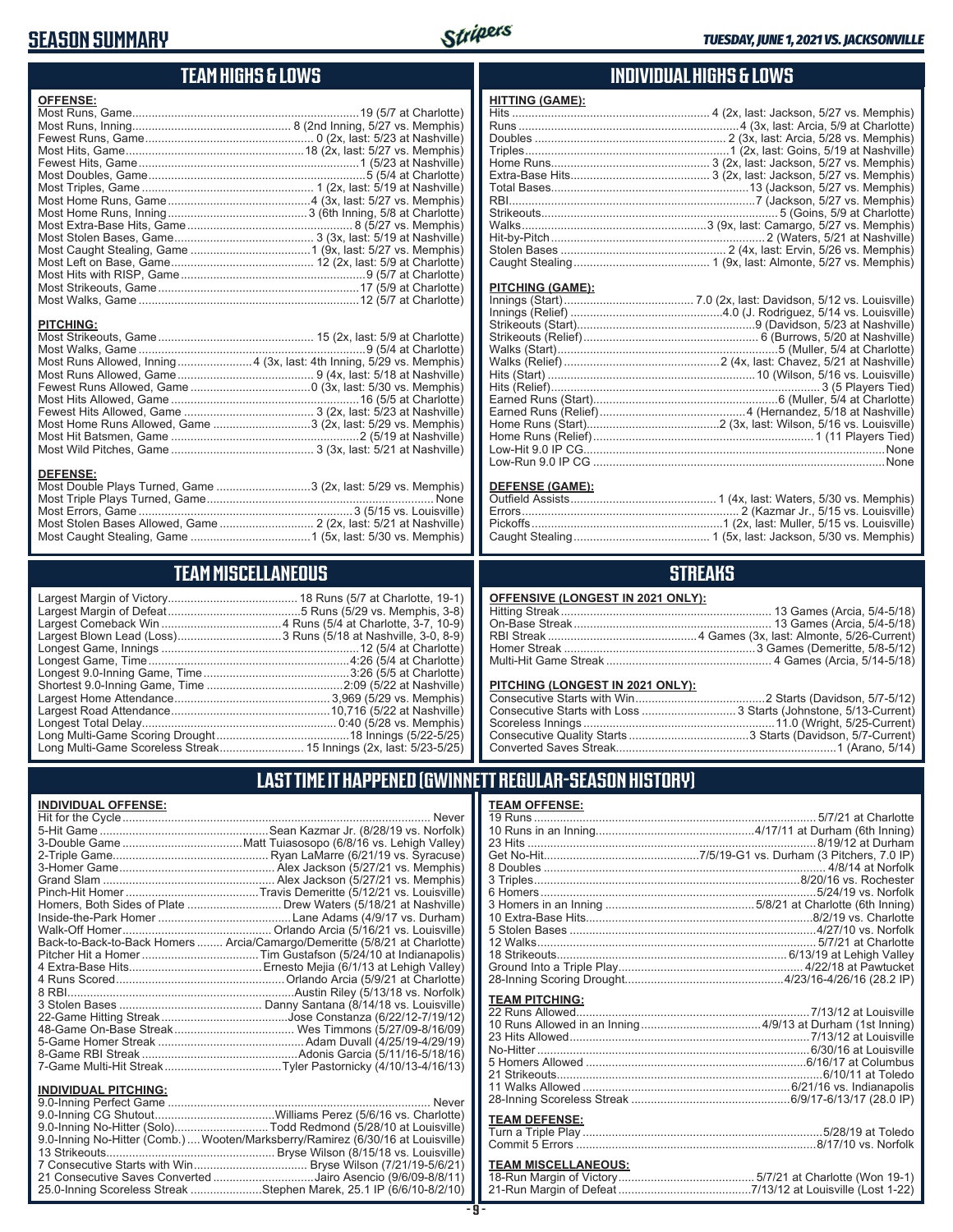# SEASON SUMMARY

TUESDAY, JUNE 1, 2021 VS. JACKSONVILLE

## TEAM HIGHS & LOWS

**OFFENSE:**

| | |
|---|---|
| Most Runs, Game | 19 (5/7 at Charlotte) |
| Most Runs, Inning | 8 (2nd Inning, 5/27 vs. Memphis) |
| Fewest Runs, Game | 0 (2x, last: 5/23 at Nashville) |
| Most Hits, Game | 18 (2x, last: 5/27 vs. Memphis) |
| Fewest Hits, Game | 1 (5/23 at Nashville) |
| Most Doubles, Game | 5 (5/4 at Charlotte) |
| Most Triples, Game | 1 (2x, last: 5/19 at Nashville) |
| Most Home Runs, Game | 4 (3x, last: 5/27 vs. Memphis) |
| Most Home Runs, Inning | 3 (6th Inning, 5/8 at Charlotte) |
| Most Extra-Base Hits, Game | 8 (5/27 vs. Memphis) |
| Most Stolen Bases, Game | 3 (3x, last: 5/19 at Nashville) |
| Most Caught Stealing, Game | 1 (9x, last: 5/27 vs. Memphis) |
| Most Left on Base, Game | 12 (2x, last: 5/9 at Charlotte) |
| Most Hits with RISP, Game | 9 (5/7 at Charlotte) |
| Most Strikeouts, Game | 17 (5/9 at Charlotte) |
| Most Walks, Game | 12 (5/7 at Charlotte) |

**PITCHING:**

| | |
|---|---|
| Most Strikeouts, Game | 15 (2x, last: 5/9 at Charlotte) |
| Most Walks, Game | 9 (5/4 at Charlotte) |
| Most Runs Allowed, Inning | 4 (3x, last: 4th Inning, 5/29 vs. Memphis) |
| Most Runs Allowed, Game | 9 (4x, last: 5/18 at Nashville) |
| Fewest Runs Allowed, Game | 0 (3x, last: 5/30 vs. Memphis) |
| Most Hits Allowed, Game | 16 (5/5 at Charlotte) |
| Fewest Hits Allowed, Game | 3 (2x, last: 5/23 at Nashville) |
| Most Home Runs Allowed, Game | 3 (2x, last: 5/29 vs. Memphis) |
| Most Hit Batsmen, Game | 2 (5/19 at Nashville) |
| Most Wild Pitches, Game | 3 (3x, last: 5/21 at Nashville) |

**DEFENSE:**

| | |
|---|---|
| Most Double Plays Turned, Game | 3 (2x, last: 5/29 vs. Memphis) |
| Most Triple Plays Turned, Game | None |
| Most Errors, Game | 3 (5/15 vs. Louisville) |
| Most Stolen Bases Allowed, Game | 2 (2x, last: 5/21 at Nashville) |
| Most Caught Stealing, Game | 1 (5x, last: 5/30 vs. Memphis) |

## INDIVIDUAL HIGHS & LOWS

**HITTING (GAME):**

| | |
|---|---|
| Hits | 4 (2x, last: Jackson, 5/27 vs. Memphis) |
| Runs | 4 (3x, last: Arcia, 5/9 at Charlotte) |
| Doubles | 2 (3x, last: Arcia, 5/28 vs. Memphis) |
| Triples | 1 (2x, last: Goins, 5/19 at Nashville) |
| Home Runs | 3 (2x, last: Jackson, 5/27 vs. Memphis) |
| Extra-Base Hits | 3 (2x, last: Jackson, 5/27 vs. Memphis) |
| Total Bases | 13 (Jackson, 5/27 vs. Memphis) |
| RBI | 7 (Jackson, 5/27 vs. Memphis) |
| Strikeouts | 5 (Goins, 5/9 at Charlotte) |
| Walks | 3 (9x, last: Camargo, 5/27 vs. Memphis) |
| Hit-by-Pitch | 2 (Waters, 5/21 at Nashville) |
| Stolen Bases | 2 (4x, last: Ervin, 5/26 vs. Memphis) |
| Caught Stealing | 1 (9x, last: Almonte, 5/27 vs. Memphis) |

**PITCHING (GAME):**

| | |
|---|---|
| Innings (Start) | 7.0 (2x, last: Davidson, 5/12 vs. Louisville) |
| Innings (Relief) | 4.0 (J. Rodriguez, 5/14 vs. Louisville) |
| Strikeouts (Start) | 9 (Davidson, 5/23 at Nashville) |
| Strikeouts (Relief) | 6 (Burrows, 5/20 at Nashville) |
| Walks (Start) | 5 (Muller, 5/4 at Charlotte) |
| Walks (Relief) | 2 (4x, last: Chavez, 5/21 at Nashville) |
| Hits (Start) | 10 (Wilson, 5/16 vs. Louisville) |
| Hits (Relief) | 3 (5 Players Tied) |
| Earned Runs (Start) | 6 (Muller, 5/4 at Charlotte) |
| Earned Runs (Relief) | 4 (Hernandez, 5/18 at Nashville) |
| Home Runs (Start) | 2 (3x, last: Wilson, 5/16 vs. Louisville) |
| Home Runs (Relief) | 1 (11 Players Tied) |
| Low-Hit 9.0 IP CG | None |
| Low-Run 9.0 IP CG | None |

**DEFENSE (GAME):**

| | |
|---|---|
| Outfield Assists | 1 (4x, last: Waters, 5/30 vs. Memphis) |
| Errors | 2 (Kazmar Jr., 5/15 vs. Louisville) |
| Pickoffs | 1 (2x, last: Muller, 5/15 vs. Louisville) |
| Caught Stealing | 1 (5x, last: Jackson, 5/30 vs. Memphis) |

## TEAM MISCELLANEOUS

| | |
|---|---|
| Largest Margin of Victory | 18 Runs (5/7 at Charlotte, 19-1) |
| Largest Margin of Defeat | 5 Runs (5/29 vs. Memphis, 3-8) |
| Largest Comeback Win | 4 Runs (5/4 at Charlotte, 3-7, 10-9) |
| Largest Blown Lead (Loss) | 3 Runs (5/18 at Nashville, 3-0, 8-9) |
| Longest Game, Innings | 12 (5/4 at Charlotte) |
| Longest Game, Time | 4:26 (5/4 at Charlotte) |
| Longest 9.0-Inning Game, Time | 3:26 (5/5 at Charlotte) |
| Shortest 9.0-Inning Game, Time | 2:09 (5/22 at Nashville) |
| Largest Home Attendance | 3,969 (5/29 vs. Memphis) |
| Largest Road Attendance | 10,716 (5/22 at Nashville) |
| Longest Total Delay | 0:40 (5/28 vs. Memphis) |
| Long Multi-Game Scoring Drought | 18 Innings (5/22-5/25) |
| Long Multi-Game Scoreless Streak | 15 Innings (2x, last: 5/23-5/25) |

## STREAKS

**OFFENSIVE (LONGEST IN 2021 ONLY):**

| | |
|---|---|
| Hitting Streak | 13 Games (Arcia, 5/4-5/18) |
| On-Base Streak | 13 Games (Arcia, 5/4-5/18) |
| RBI Streak | 4 Games (3x, last: Almonte, 5/26-Current) |
| Homer Streak | 3 Games (Demeritte, 5/8-5/12) |
| Multi-Hit Game Streak | 4 Games (Arcia, 5/14-5/18) |

**PITCHING (LONGEST IN 2021 ONLY):**

| | |
|---|---|
| Consecutive Starts with Win | 2 Starts (Davidson, 5/7-5/12) |
| Consecutive Starts with Loss | 3 Starts (Johnstone, 5/13-Current) |
| Scoreless Innings | 11.0 (Wright, 5/25-Current) |
| Consecutive Quality Starts | 3 Starts (Davidson, 5/7-Current) |
| Converted Saves Streak | 1 (Arano, 5/14) |

## LAST TIME IT HAPPENED (GWINNETT REGULAR-SEASON HISTORY)

**INDIVIDUAL OFFENSE:**

| | |
|---|---|
| Hit for the Cycle | Never |
| 5-Hit Game | Sean Kazmar Jr. (8/28/19 vs. Norfolk) |
| 3-Double Game | Matt Tuiasosopo (6/8/16 vs. Lehigh Valley) |
| 2-Triple Game | Ryan LaMarre (6/21/19 vs. Syracuse) |
| 3-Homer Game | Alex Jackson (5/27/21 vs. Memphis) |
| Grand Slam | Alex Jackson (5/27/21 vs. Memphis) |
| Pinch-Hit Homer | Travis Demeritte (5/12/21 vs. Louisville) |
| Homers, Both Sides of Plate | Drew Waters (5/18/21 at Nashville) |
| Inside-the-Park Homer | Lane Adams (4/9/17 vs. Durham) |
| Walk-Off Homer | Orlando Arcia (5/16/21 vs. Louisville) |
| Back-to-Back-to-Back Homers | Arcia/Camargo/Demeritte (5/8/21 at Charlotte) |
| Pitcher Hit a Homer | Tim Gustafson (5/24/10 at Indianapolis) |
| 4 Extra-Base Hits | Ernesto Mejia (6/1/13 at Lehigh Valley) |
| 4 Runs Scored | Orlando Arcia (5/9/21 at Charlotte) |
| 8 RBI | Austin Riley (5/13/18 vs. Norfolk) |
| 3 Stolen Bases | Danny Santana (8/14/18 vs. Louisville) |
| 22-Game Hitting Streak | Jose Constanza (6/22/12-7/19/12) |
| 48-Game On-Base Streak | Wes Timmons (5/27/09-8/16/09) |
| 5-Game Homer Streak | Adam Duvall (4/25/19-4/29/19) |
| 8-Game RBI Streak | Adonis Garcia (5/11/16-5/18/16) |
| 7-Game Multi-Hit Streak | Tyler Pastornicky (4/10/13-4/16/13) |

**INDIVIDUAL PITCHING:**

| | |
|---|---|
| 9.0-Inning Perfect Game | Never |
| 9.0-Inning CG Shutout | Williams Perez (5/6/16 vs. Charlotte) |
| 9.0-Inning No-Hitter (Solo) | Todd Redmond (5/28/10 at Louisville) |
| 9.0-Inning No-Hitter (Comb.) | Wooten/Marksberry/Ramirez (6/30/16 at Louisville) |
| 13 Strikeouts | Bryse Wilson (8/15/18 vs. Louisville) |
| 7 Consecutive Starts with Win | Bryse Wilson (7/21/19-5/6/21) |
| 21 Consecutive Saves Converted | Jairo Asencio (9/6/09-8/8/11) |
| 25.0-Inning Scoreless Streak | Stephen Marek, 25.1 IP (6/6/10-8/2/10) |

**TEAM OFFENSE:**

| | |
|---|---|
| 19 Runs | 5/7/21 at Charlotte |
| 10 Runs in an Inning | 4/17/11 at Durham (6th Inning) |
| 23 Hits | 8/19/12 at Durham |
| Get No-Hit | 7/5/19-G1 vs. Durham (3 Pitchers, 7.0 IP) |
| 8 Doubles | 4/8/14 at Norfolk |
| 3 Triples | 8/20/16 vs. Rochester |
| 6 Homers | 5/24/19 vs. Norfolk |
| 3 Homers in an Inning | 5/8/21 at Charlotte (6th Inning) |
| 10 Extra-Base Hits | 8/2/19 vs. Charlotte |
| 5 Stolen Bases | 4/27/10 vs. Norfolk |
| 12 Walks | 5/7/21 at Charlotte |
| 18 Strikeouts | 6/13/19 at Lehigh Valley |
| Ground Into a Triple Play | 4/22/18 at Pawtucket |
| 28-Inning Scoring Drought | 4/23/16-4/26/16 (28.2 IP) |

**TEAM PITCHING:**

| | |
|---|---|
| 22 Runs Allowed | 7/13/12 at Louisville |
| 10 Runs Allowed in an Inning | 4/9/13 at Durham (1st Inning) |
| 23 Hits Allowed | 7/13/12 at Louisville |
| No-Hitter | 6/30/16 at Louisville |
| 5 Homers Allowed | 6/16/17 at Columbus |
| 21 Strikeouts | 6/10/11 at Toledo |
| 11 Walks Allowed | 6/21/16 vs. Indianapolis |
| 28-Inning Scoreless Streak | 6/9/17-6/13/17 (28.0 IP) |

**TEAM DEFENSE:**

| | |
|---|---|
| Turn a Triple Play | 5/28/19 at Toledo |
| Commit 5 Errors | 8/17/10 vs. Norfolk |

**TEAM MISCELLANEOUS:**

| | |
|---|---|
| 18-Run Margin of Victory | 5/7/21 at Charlotte (Won 19-1) |
| 21-Run Margin of Defeat | 7/13/12 at Louisville (Lost 1-22) |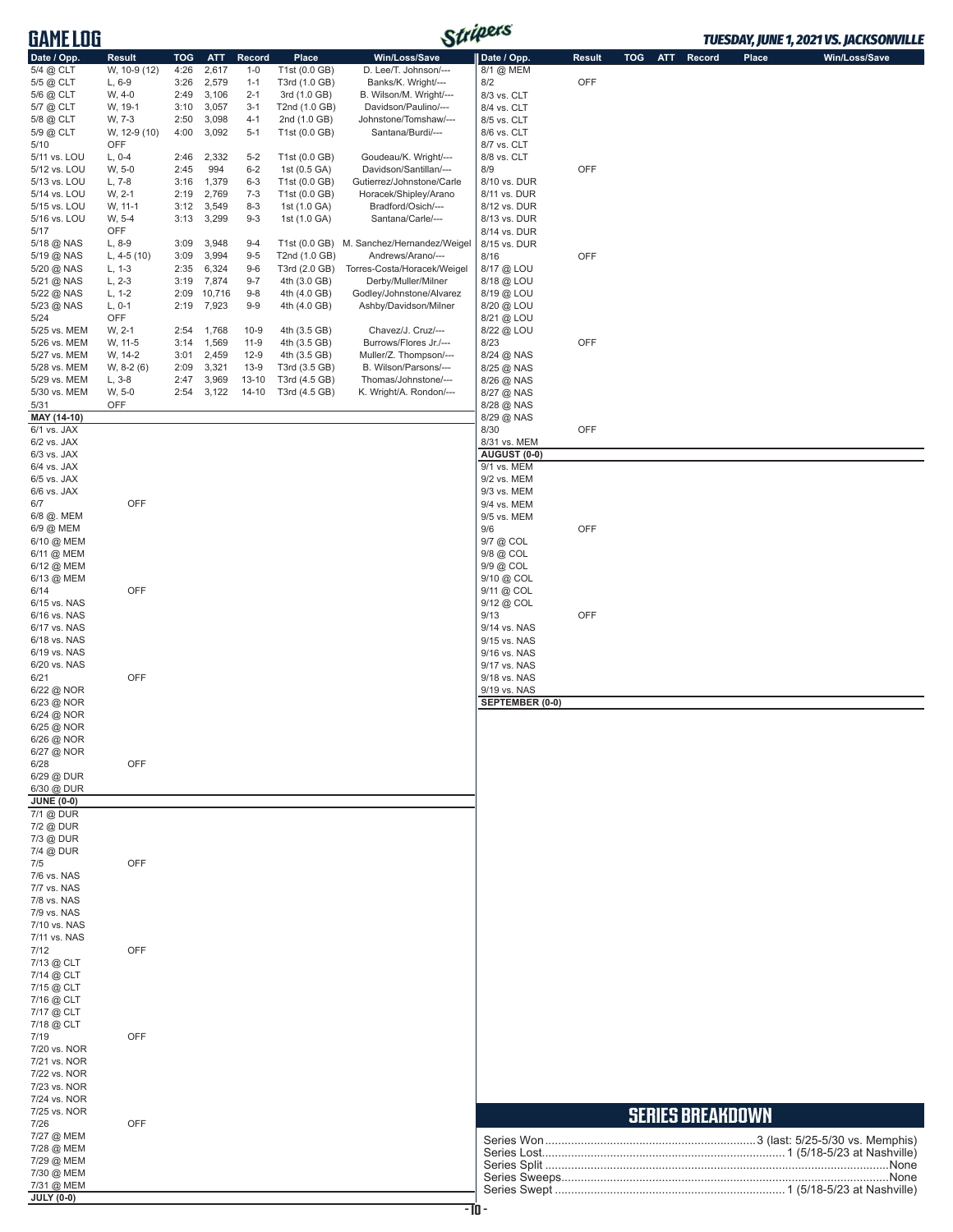## GAME LOG

| Date / Opp. | Result | TOG | ATT | Record | Place | Win/Loss/Save |
|---|---|---|---|---|---|---|
| 5/4 @ CLT | W, 10-9 (12) | 4:26 | 2,617 | 1-0 | T1st (0.0 GB) | D. Lee/T. Johnson/--- |
| 5/5 @ CLT | L, 6-9 | 3:26 | 2,579 | 1-1 | T3rd (1.0 GB) | Banks/K. Wright/--- |
| 5/6 @ CLT | W, 4-0 | 2:49 | 3,106 | 2-1 | 3rd (1.0 GB) | B. Wilson/M. Wright/--- |
| 5/7 @ CLT | W, 19-1 | 3:10 | 3,057 | 3-1 | T2nd (1.0 GB) | Davidson/Paulino/--- |
| 5/8 @ CLT | W, 7-3 | 2:50 | 3,098 | 4-1 | 2nd (1.0 GB) | Johnstone/Tomshaw/--- |
| 5/9 @ CLT | W, 12-9 (10) | 4:00 | 3,092 | 5-1 | T1st (0.0 GB) | Santana/Burdi/--- |
| 5/10 | OFF | | | | | |
| 5/11 vs. LOU | L, 0-4 | 2:46 | 2,332 | 5-2 | T1st (0.0 GB) | Goudeau/K. Wright/--- |
| 5/12 vs. LOU | W, 5-0 | 2:45 | 994 | 6-2 | 1st (0.5 GA) | Davidson/Santillan/--- |
| 5/13 vs. LOU | L, 7-8 | 3:16 | 1,379 | 6-3 | T1st (0.0 GB) | Gutierrez/Johnstone/Carle |
| 5/14 vs. LOU | W, 2-1 | 2:19 | 2,769 | 7-3 | T1st (0.0 GB) | Horacek/Shipley/Arano |
| 5/15 vs. LOU | W, 11-1 | 3:12 | 3,549 | 8-3 | 1st (1.0 GA) | Bradford/Osich/--- |
| 5/16 vs. LOU | W, 5-4 | 3:13 | 3,299 | 9-3 | 1st (1.0 GA) | Santana/Carle/--- |
| 5/17 | OFF | | | | | |
| 5/18 @ NAS | L, 8-9 | 3:09 | 3,948 | 9-4 | T1st (0.0 GB) | M. Sanchez/Hernandez/Weigel |
| 5/19 @ NAS | L, 4-5 (10) | 3:09 | 3,994 | 9-5 | T2nd (1.0 GB) | Andrews/Arano/--- |
| 5/20 @ NAS | L, 1-3 | 2:35 | 6,324 | 9-6 | T3rd (2.0 GB) | Torres-Costa/Horacek/Weigel |
| 5/21 @ NAS | L, 2-3 | 3:19 | 7,874 | 9-7 | 4th (3.0 GB) | Derby/Muller/Milner |
| 5/22 @ NAS | L, 1-2 | 2:09 | 10,716 | 9-8 | 4th (4.0 GB) | Godley/Johnstone/Alvarez |
| 5/23 @ NAS | L, 0-1 | 2:19 | 7,923 | 9-9 | 4th (4.0 GB) | Ashby/Davidson/Milner |
| 5/24 | OFF | | | | | |
| 5/25 vs. MEM | W, 2-1 | 2:54 | 1,768 | 10-9 | 4th (3.5 GB) | Chavez/J. Cruz/--- |
| 5/26 vs. MEM | W, 11-5 | 3:14 | 1,569 | 11-9 | 4th (3.5 GB) | Burrows/Flores Jr./--- |
| 5/27 vs. MEM | W, 14-2 | 3:01 | 2,459 | 12-9 | 4th (3.5 GB) | Muller/Z. Thompson/--- |
| 5/28 vs. MEM | W, 8-2 (6) | 2:09 | 3,321 | 13-9 | T3rd (3.5 GB) | B. Wilson/Parsons/--- |
| 5/29 vs. MEM | L, 3-8 | 2:47 | 3,969 | 13-10 | T3rd (4.5 GB) | Thomas/Johnstone/--- |
| 5/30 vs. MEM | W, 5-0 | 2:54 | 3,122 | 14-10 | T3rd (4.5 GB) | K. Wright/A. Rondon/--- |
| 5/31 | OFF | | | | | |
| **MAY (14-10)** | | | | | | |
| 6/1 vs. JAX | | | | | | |
| 6/2 vs. JAX | | | | | | |
| 6/3 vs. JAX | | | | | | |
| 6/4 vs. JAX | | | | | | |
| 6/5 vs. JAX | | | | | | |
| 6/6 vs. JAX | | | | | | |
| 6/7 | OFF | | | | | |
| 6/8 @. MEM | | | | | | |
| 6/9 @ MEM | | | | | | |
| 6/10 @ MEM | | | | | | |
| 6/11 @ MEM | | | | | | |
| 6/12 @ MEM | | | | | | |
| 6/13 @ MEM | | | | | | |
| 6/14 | OFF | | | | | |
| 6/15 vs. NAS | | | | | | |
| 6/16 vs. NAS | | | | | | |
| 6/17 vs. NAS | | | | | | |
| 6/18 vs. NAS | | | | | | |
| 6/19 vs. NAS | | | | | | |
| 6/20 vs. NAS | | | | | | |
| 6/21 | OFF | | | | | |
| 6/22 @ NOR | | | | | | |
| 6/23 @ NOR | | | | | | |
| 6/24 @ NOR | | | | | | |
| 6/25 @ NOR | | | | | | |
| 6/26 @ NOR | | | | | | |
| 6/27 @ NOR | | | | | | |
| 6/28 | OFF | | | | | |
| 6/29 @ DUR | | | | | | |
| 6/30 @ DUR | | | | | | |
| **JUNE (0-0)** | | | | | | |
| 7/1 @ DUR | | | | | | |
| 7/2 @ DUR | | | | | | |
| 7/3 @ DUR | | | | | | |
| 7/4 @ DUR | | | | | | |
| 7/5 | OFF | | | | | |
| 7/6 vs. NAS | | | | | | |
| 7/7 vs. NAS | | | | | | |
| 7/8 vs. NAS | | | | | | |
| 7/9 vs. NAS | | | | | | |
| 7/10 vs. NAS | | | | | | |
| 7/11 vs. NAS | | | | | | |
| 7/12 | OFF | | | | | |
| 7/13 @ CLT | | | | | | |
| 7/14 @ CLT | | | | | | |
| 7/15 @ CLT | | | | | | |
| 7/16 @ CLT | | | | | | |
| 7/17 @ CLT | | | | | | |
| 7/18 @ CLT | | | | | | |
| 7/19 | OFF | | | | | |
| 7/20 vs. NOR | | | | | | |
| 7/21 vs. NOR | | | | | | |
| 7/22 vs. NOR | | | | | | |
| 7/23 vs. NOR | | | | | | |
| 7/24 vs. NOR | | | | | | |
| 7/25 vs. NOR | | | | | | |
| 7/26 | OFF | | | | | |
| 7/27 @ MEM | | | | | | |
| 7/28 @ MEM | | | | | | |
| 7/29 @ MEM | | | | | | |
| 7/30 @ MEM | | | | | | |
| 7/31 @ MEM | | | | | | |
| **JULY (0-0)** | | | | | | |

| Date / Opp. | Result | TOG | ATT | Record | Place | Win/Loss/Save |
|---|---|---|---|---|---|---|
| 8/1 @ MEM | | | | | | |
| 8/2 | OFF | | | | | |
| 8/3 vs. CLT | | | | | | |
| 8/4 vs. CLT | | | | | | |
| 8/5 vs. CLT | | | | | | |
| 8/6 vs. CLT | | | | | | |
| 8/7 vs. CLT | | | | | | |
| 8/8 vs. CLT | | | | | | |
| 8/9 | OFF | | | | | |
| 8/10 vs. DUR | | | | | | |
| 8/11 vs. DUR | | | | | | |
| 8/12 vs. DUR | | | | | | |
| 8/13 vs. DUR | | | | | | |
| 8/14 vs. DUR | | | | | | |
| 8/15 vs. DUR | | | | | | |
| 8/16 | OFF | | | | | |
| 8/17 @ LOU | | | | | | |
| 8/18 @ LOU | | | | | | |
| 8/19 @ LOU | | | | | | |
| 8/20 @ LOU | | | | | | |
| 8/21 @ LOU | | | | | | |
| 8/22 @ LOU | | | | | | |
| 8/23 | OFF | | | | | |
| 8/24 @ NAS | | | | | | |
| 8/25 @ NAS | | | | | | |
| 8/26 @ NAS | | | | | | |
| 8/27 @ NAS | | | | | | |
| 8/28 @ NAS | | | | | | |
| 8/29 @ NAS | | | | | | |
| 8/30 | OFF | | | | | |
| 8/31 vs. MEM | | | | | | |
| **AUGUST (0-0)** | | | | | | |
| 9/1 vs. MEM | | | | | | |
| 9/2 vs. MEM | | | | | | |
| 9/3 vs. MEM | | | | | | |
| 9/4 vs. MEM | | | | | | |
| 9/5 vs. MEM | | | | | | |
| 9/6 | OFF | | | | | |
| 9/7 @ COL | | | | | | |
| 9/8 @ COL | | | | | | |
| 9/9 @ COL | | | | | | |
| 9/10 @ COL | | | | | | |
| 9/11 @ COL | | | | | | |
| 9/12 @ COL | | | | | | |
| 9/13 | OFF | | | | | |
| 9/14 vs. NAS | | | | | | |
| 9/15 vs. NAS | | | | | | |
| 9/16 vs. NAS | | | | | | |
| 9/17 vs. NAS | | | | | | |
| 9/18 vs. NAS | | | | | | |
| 9/19 vs. NAS | | | | | | |
| **SEPTEMBER (0-0)** | | | | | | |

## SERIES BREAKDOWN

Series Won.........3 (last: 5/25-5/30 vs. Memphis)
Series Lost.........1 (5/18-5/23 at Nashville)
Series Split.........None
Series Sweeps.........None
Series Swept.........1 (5/18-5/23 at Nashville)